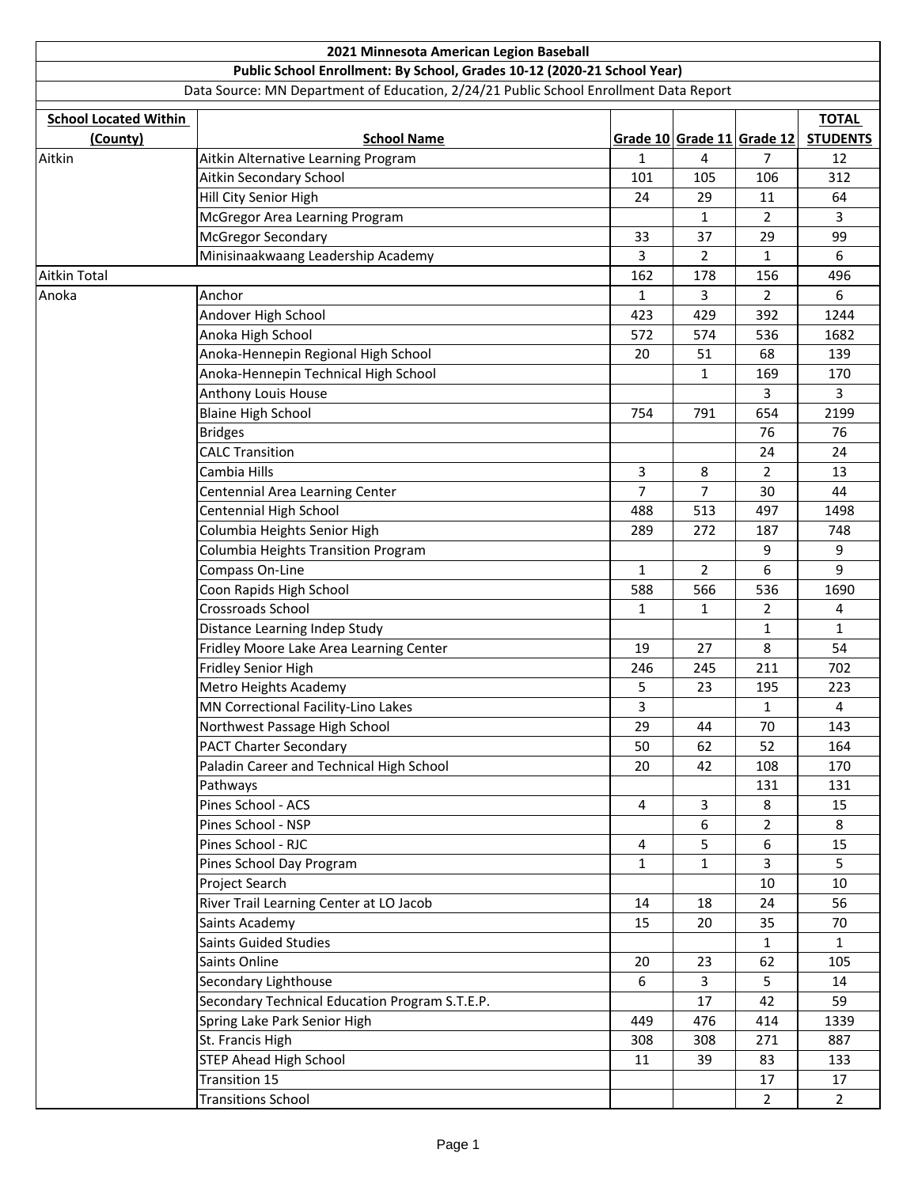# 2021 Minnesota American Legion Baseball

## Public School Enrollment: By School, Grades 10-12 (2020-21 School Year)

Data Source: MN Department of Education, 2/24/21 Public School Enrollment Data Report

| School Located Within (County) | School Name | Grade 10 | Grade 11 | Grade 12 | TOTAL STUDENTS |
|---|---|---|---|---|---|
| Aitkin | Aitkin Alternative Learning Program | 1 | 4 | 7 | 12 |
| | Aitkin Secondary School | 101 | 105 | 106 | 312 |
| | Hill City Senior High | 24 | 29 | 11 | 64 |
| | McGregor Area Learning Program | | 1 | 2 | 3 |
| | McGregor Secondary | 33 | 37 | 29 | 99 |
| | Minisinaakwaang Leadership Academy | 3 | 2 | 1 | 6 |
| Aitkin Total | | 162 | 178 | 156 | 496 |
| Anoka | Anchor | 1 | 3 | 2 | 6 |
| | Andover High School | 423 | 429 | 392 | 1244 |
| | Anoka High School | 572 | 574 | 536 | 1682 |
| | Anoka-Hennepin Regional High School | 20 | 51 | 68 | 139 |
| | Anoka-Hennepin Technical High School | | 1 | 169 | 170 |
| | Anthony Louis House | | | 3 | 3 |
| | Blaine High School | 754 | 791 | 654 | 2199 |
| | Bridges | | | 76 | 76 |
| | CALC Transition | | | 24 | 24 |
| | Cambia Hills | 3 | 8 | 2 | 13 |
| | Centennial Area Learning Center | 7 | 7 | 30 | 44 |
| | Centennial High School | 488 | 513 | 497 | 1498 |
| | Columbia Heights Senior High | 289 | 272 | 187 | 748 |
| | Columbia Heights Transition Program | | | 9 | 9 |
| | Compass On-Line | 1 | 2 | 6 | 9 |
| | Coon Rapids High School | 588 | 566 | 536 | 1690 |
| | Crossroads School | 1 | 1 | 2 | 4 |
| | Distance Learning Indep Study | | | 1 | 1 |
| | Fridley Moore Lake Area Learning Center | 19 | 27 | 8 | 54 |
| | Fridley Senior High | 246 | 245 | 211 | 702 |
| | Metro Heights Academy | 5 | 23 | 195 | 223 |
| | MN Correctional Facility-Lino Lakes | 3 | | 1 | 4 |
| | Northwest Passage High School | 29 | 44 | 70 | 143 |
| | PACT Charter Secondary | 50 | 62 | 52 | 164 |
| | Paladin Career and Technical High School | 20 | 42 | 108 | 170 |
| | Pathways | | | 131 | 131 |
| | Pines School - ACS | 4 | 3 | 8 | 15 |
| | Pines School - NSP | | 6 | 2 | 8 |
| | Pines School - RJC | 4 | 5 | 6 | 15 |
| | Pines School Day Program | 1 | 1 | 3 | 5 |
| | Project Search | | | 10 | 10 |
| | River Trail Learning Center at LO Jacob | 14 | 18 | 24 | 56 |
| | Saints Academy | 15 | 20 | 35 | 70 |
| | Saints Guided Studies | | | 1 | 1 |
| | Saints Online | 20 | 23 | 62 | 105 |
| | Secondary Lighthouse | 6 | 3 | 5 | 14 |
| | Secondary Technical Education Program S.T.E.P. | | 17 | 42 | 59 |
| | Spring Lake Park Senior High | 449 | 476 | 414 | 1339 |
| | St. Francis High | 308 | 308 | 271 | 887 |
| | STEP Ahead High School | 11 | 39 | 83 | 133 |
| | Transition 15 | | | 17 | 17 |
| | Transitions School | | | 2 | 2 |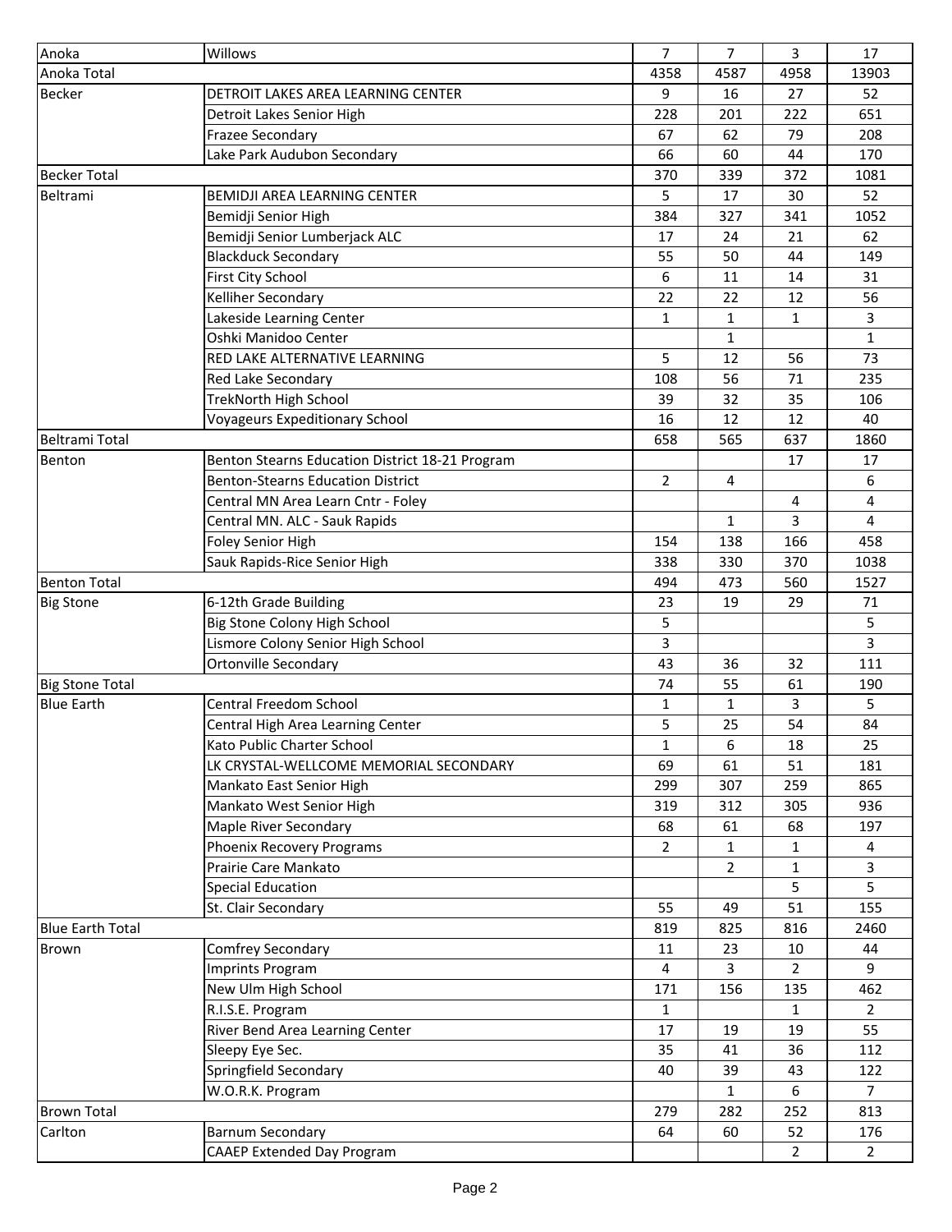| | | | | | |
|---|---|---|---|---|---|
| Anoka | Willows | 7 | 7 | 3 | 17 |
| Anoka Total | | 4358 | 4587 | 4958 | 13903 |
| Becker | DETROIT LAKES AREA LEARNING CENTER | 9 | 16 | 27 | 52 |
| | Detroit Lakes Senior High | 228 | 201 | 222 | 651 |
| | Frazee Secondary | 67 | 62 | 79 | 208 |
| | Lake Park Audubon Secondary | 66 | 60 | 44 | 170 |
| Becker Total | | 370 | 339 | 372 | 1081 |
| Beltrami | BEMIDJI AREA LEARNING CENTER | 5 | 17 | 30 | 52 |
| | Bemidji Senior High | 384 | 327 | 341 | 1052 |
| | Bemidji Senior Lumberjack ALC | 17 | 24 | 21 | 62 |
| | Blackduck Secondary | 55 | 50 | 44 | 149 |
| | First City School | 6 | 11 | 14 | 31 |
| | Kelliher Secondary | 22 | 22 | 12 | 56 |
| | Lakeside Learning Center | 1 | 1 | 1 | 3 |
| | Oshki Manidoo Center | | 1 | | 1 |
| | RED LAKE ALTERNATIVE LEARNING | 5 | 12 | 56 | 73 |
| | Red Lake Secondary | 108 | 56 | 71 | 235 |
| | TrekNorth High School | 39 | 32 | 35 | 106 |
| | Voyageurs Expeditionary School | 16 | 12 | 12 | 40 |
| Beltrami Total | | 658 | 565 | 637 | 1860 |
| Benton | Benton Stearns Education District 18-21 Program | | | 17 | 17 |
| | Benton-Stearns Education District | 2 | 4 | | 6 |
| | Central MN Area Learn Cntr - Foley | | | 4 | 4 |
| | Central MN. ALC - Sauk Rapids | | 1 | 3 | 4 |
| | Foley Senior High | 154 | 138 | 166 | 458 |
| | Sauk Rapids-Rice Senior High | 338 | 330 | 370 | 1038 |
| Benton Total | | 494 | 473 | 560 | 1527 |
| Big Stone | 6-12th Grade Building | 23 | 19 | 29 | 71 |
| | Big Stone Colony High School | 5 | | | 5 |
| | Lismore Colony Senior High School | 3 | | | 3 |
| | Ortonville Secondary | 43 | 36 | 32 | 111 |
| Big Stone Total | | 74 | 55 | 61 | 190 |
| Blue Earth | Central Freedom School | 1 | 1 | 3 | 5 |
| | Central High Area Learning Center | 5 | 25 | 54 | 84 |
| | Kato Public Charter School | 1 | 6 | 18 | 25 |
| | LK CRYSTAL-WELLCOME MEMORIAL SECONDARY | 69 | 61 | 51 | 181 |
| | Mankato East Senior High | 299 | 307 | 259 | 865 |
| | Mankato West Senior High | 319 | 312 | 305 | 936 |
| | Maple River Secondary | 68 | 61 | 68 | 197 |
| | Phoenix Recovery Programs | 2 | 1 | 1 | 4 |
| | Prairie Care Mankato | | 2 | 1 | 3 |
| | Special Education | | | 5 | 5 |
| | St. Clair Secondary | 55 | 49 | 51 | 155 |
| Blue Earth Total | | 819 | 825 | 816 | 2460 |
| Brown | Comfrey Secondary | 11 | 23 | 10 | 44 |
| | Imprints Program | 4 | 3 | 2 | 9 |
| | New Ulm High School | 171 | 156 | 135 | 462 |
| | R.I.S.E. Program | 1 | | 1 | 2 |
| | River Bend Area Learning Center | 17 | 19 | 19 | 55 |
| | Sleepy Eye Sec. | 35 | 41 | 36 | 112 |
| | Springfield Secondary | 40 | 39 | 43 | 122 |
| | W.O.R.K. Program | | 1 | 6 | 7 |
| Brown Total | | 279 | 282 | 252 | 813 |
| Carlton | Barnum Secondary | 64 | 60 | 52 | 176 |
| | CAAEP Extended Day Program | | | 2 | 2 |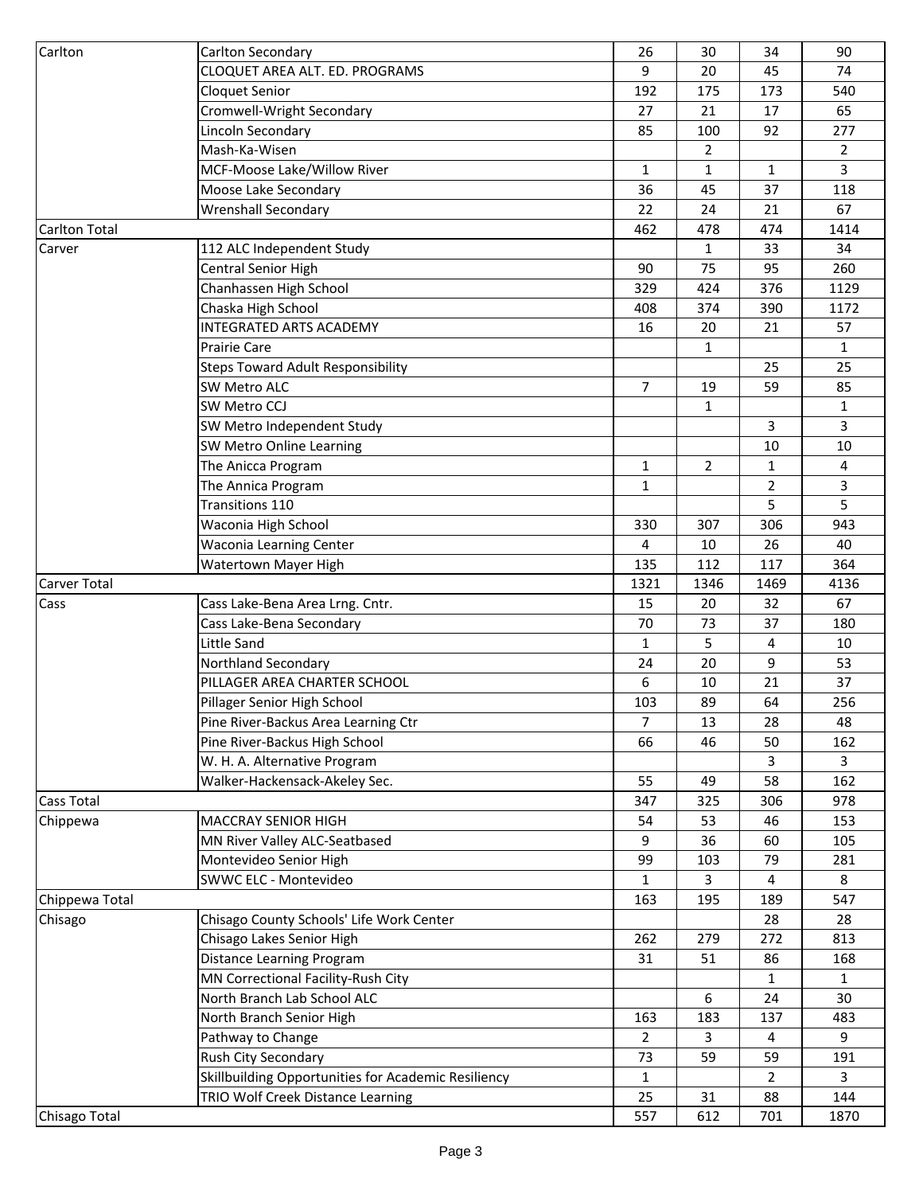| | | | | | |
|---|---|---|---|---|---|
| Carlton | Carlton Secondary | 26 | 30 | 34 | 90 |
| | CLOQUET AREA ALT. ED. PROGRAMS | 9 | 20 | 45 | 74 |
| | Cloquet Senior | 192 | 175 | 173 | 540 |
| | Cromwell-Wright Secondary | 27 | 21 | 17 | 65 |
| | Lincoln Secondary | 85 | 100 | 92 | 277 |
| | Mash-Ka-Wisen | | 2 | | 2 |
| | MCF-Moose Lake/Willow River | 1 | 1 | 1 | 3 |
| | Moose Lake Secondary | 36 | 45 | 37 | 118 |
| | Wrenshall Secondary | 22 | 24 | 21 | 67 |
| Carlton Total | | 462 | 478 | 474 | 1414 |
| Carver | 112 ALC Independent Study | | 1 | 33 | 34 |
| | Central Senior High | 90 | 75 | 95 | 260 |
| | Chanhassen High School | 329 | 424 | 376 | 1129 |
| | Chaska High School | 408 | 374 | 390 | 1172 |
| | INTEGRATED ARTS ACADEMY | 16 | 20 | 21 | 57 |
| | Prairie Care | | 1 | | 1 |
| | Steps Toward Adult Responsibility | | | 25 | 25 |
| | SW Metro ALC | 7 | 19 | 59 | 85 |
| | SW Metro CCJ | | 1 | | 1 |
| | SW Metro Independent Study | | | 3 | 3 |
| | SW Metro Online Learning | | | 10 | 10 |
| | The Anicca Program | 1 | 2 | 1 | 4 |
| | The Annica Program | 1 | | 2 | 3 |
| | Transitions 110 | | | 5 | 5 |
| | Waconia High School | 330 | 307 | 306 | 943 |
| | Waconia Learning Center | 4 | 10 | 26 | 40 |
| | Watertown Mayer High | 135 | 112 | 117 | 364 |
| Carver Total | | 1321 | 1346 | 1469 | 4136 |
| Cass | Cass Lake-Bena Area Lrng. Cntr. | 15 | 20 | 32 | 67 |
| | Cass Lake-Bena Secondary | 70 | 73 | 37 | 180 |
| | Little Sand | 1 | 5 | 4 | 10 |
| | Northland Secondary | 24 | 20 | 9 | 53 |
| | PILLAGER AREA CHARTER SCHOOL | 6 | 10 | 21 | 37 |
| | Pillager Senior High School | 103 | 89 | 64 | 256 |
| | Pine River-Backus Area Learning Ctr | 7 | 13 | 28 | 48 |
| | Pine River-Backus High School | 66 | 46 | 50 | 162 |
| | W. H. A. Alternative Program | | | 3 | 3 |
| | Walker-Hackensack-Akeley Sec. | 55 | 49 | 58 | 162 |
| Cass Total | | 347 | 325 | 306 | 978 |
| Chippewa | MACCRAY SENIOR HIGH | 54 | 53 | 46 | 153 |
| | MN River Valley ALC-Seatbased | 9 | 36 | 60 | 105 |
| | Montevideo Senior High | 99 | 103 | 79 | 281 |
| | SWWC ELC - Montevideo | 1 | 3 | 4 | 8 |
| Chippewa Total | | 163 | 195 | 189 | 547 |
| Chisago | Chisago County Schools' Life Work Center | | | 28 | 28 |
| | Chisago Lakes Senior High | 262 | 279 | 272 | 813 |
| | Distance Learning Program | 31 | 51 | 86 | 168 |
| | MN Correctional Facility-Rush City | | | 1 | 1 |
| | North Branch Lab School ALC | | 6 | 24 | 30 |
| | North Branch Senior High | 163 | 183 | 137 | 483 |
| | Pathway to Change | 2 | 3 | 4 | 9 |
| | Rush City Secondary | 73 | 59 | 59 | 191 |
| | Skillbuilding Opportunities for Academic Resiliency | 1 | | 2 | 3 |
| | TRIO Wolf Creek Distance Learning | 25 | 31 | 88 | 144 |
| Chisago Total | | 557 | 612 | 701 | 1870 |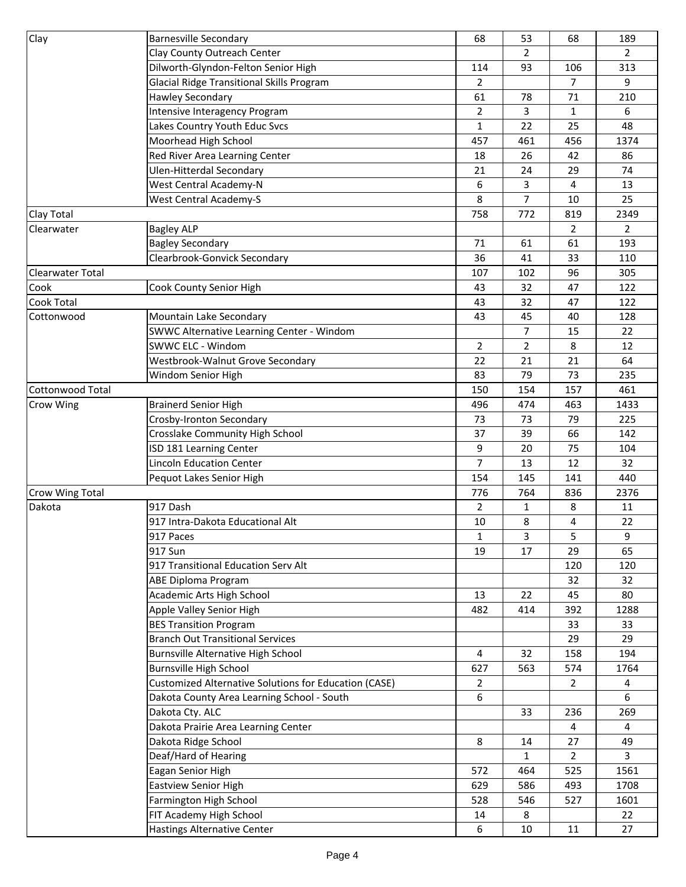| | | | | | |
|---|---|---|---|---|---|
| Clay | Barnesville Secondary | 68 | 53 | 68 | 189 |
| | Clay County Outreach Center | | 2 | | 2 |
| | Dilworth-Glyndon-Felton Senior High | 114 | 93 | 106 | 313 |
| | Glacial Ridge Transitional Skills Program | 2 | | 7 | 9 |
| | Hawley Secondary | 61 | 78 | 71 | 210 |
| | Intensive Interagency Program | 2 | 3 | 1 | 6 |
| | Lakes Country Youth Educ Svcs | 1 | 22 | 25 | 48 |
| | Moorhead High School | 457 | 461 | 456 | 1374 |
| | Red River Area Learning Center | 18 | 26 | 42 | 86 |
| | Ulen-Hitterdal Secondary | 21 | 24 | 29 | 74 |
| | West Central Academy-N | 6 | 3 | 4 | 13 |
| | West Central Academy-S | 8 | 7 | 10 | 25 |
| Clay Total | | 758 | 772 | 819 | 2349 |
| Clearwater | Bagley ALP | | | 2 | 2 |
| | Bagley Secondary | 71 | 61 | 61 | 193 |
| | Clearbrook-Gonvick Secondary | 36 | 41 | 33 | 110 |
| Clearwater Total | | 107 | 102 | 96 | 305 |
| Cook | Cook County Senior High | 43 | 32 | 47 | 122 |
| Cook Total | | 43 | 32 | 47 | 122 |
| Cottonwood | Mountain Lake Secondary | 43 | 45 | 40 | 128 |
| | SWWC Alternative Learning Center - Windom | | 7 | 15 | 22 |
| | SWWC ELC - Windom | 2 | 2 | 8 | 12 |
| | Westbrook-Walnut Grove Secondary | 22 | 21 | 21 | 64 |
| | Windom Senior High | 83 | 79 | 73 | 235 |
| Cottonwood Total | | 150 | 154 | 157 | 461 |
| Crow Wing | Brainerd Senior High | 496 | 474 | 463 | 1433 |
| | Crosby-Ironton Secondary | 73 | 73 | 79 | 225 |
| | Crosslake Community High School | 37 | 39 | 66 | 142 |
| | ISD 181 Learning Center | 9 | 20 | 75 | 104 |
| | Lincoln Education Center | 7 | 13 | 12 | 32 |
| | Pequot Lakes Senior High | 154 | 145 | 141 | 440 |
| Crow Wing Total | | 776 | 764 | 836 | 2376 |
| Dakota | 917 Dash | 2 | 1 | 8 | 11 |
| | 917 Intra-Dakota Educational Alt | 10 | 8 | 4 | 22 |
| | 917 Paces | 1 | 3 | 5 | 9 |
| | 917 Sun | 19 | 17 | 29 | 65 |
| | 917 Transitional Education Serv Alt | | | 120 | 120 |
| | ABE Diploma Program | | | 32 | 32 |
| | Academic Arts High School | 13 | 22 | 45 | 80 |
| | Apple Valley Senior High | 482 | 414 | 392 | 1288 |
| | BES Transition Program | | | 33 | 33 |
| | Branch Out Transitional Services | | | 29 | 29 |
| | Burnsville Alternative High School | 4 | 32 | 158 | 194 |
| | Burnsville High School | 627 | 563 | 574 | 1764 |
| | Customized Alternative Solutions for Education (CASE) | 2 | | 2 | 4 |
| | Dakota County Area Learning School - South | 6 | | | 6 |
| | Dakota Cty. ALC | | 33 | 236 | 269 |
| | Dakota Prairie Area Learning Center | | | 4 | 4 |
| | Dakota Ridge School | 8 | 14 | 27 | 49 |
| | Deaf/Hard of Hearing | | 1 | 2 | 3 |
| | Eagan Senior High | 572 | 464 | 525 | 1561 |
| | Eastview Senior High | 629 | 586 | 493 | 1708 |
| | Farmington High School | 528 | 546 | 527 | 1601 |
| | FIT Academy High School | 14 | 8 | | 22 |
| | Hastings Alternative Center | 6 | 10 | 11 | 27 |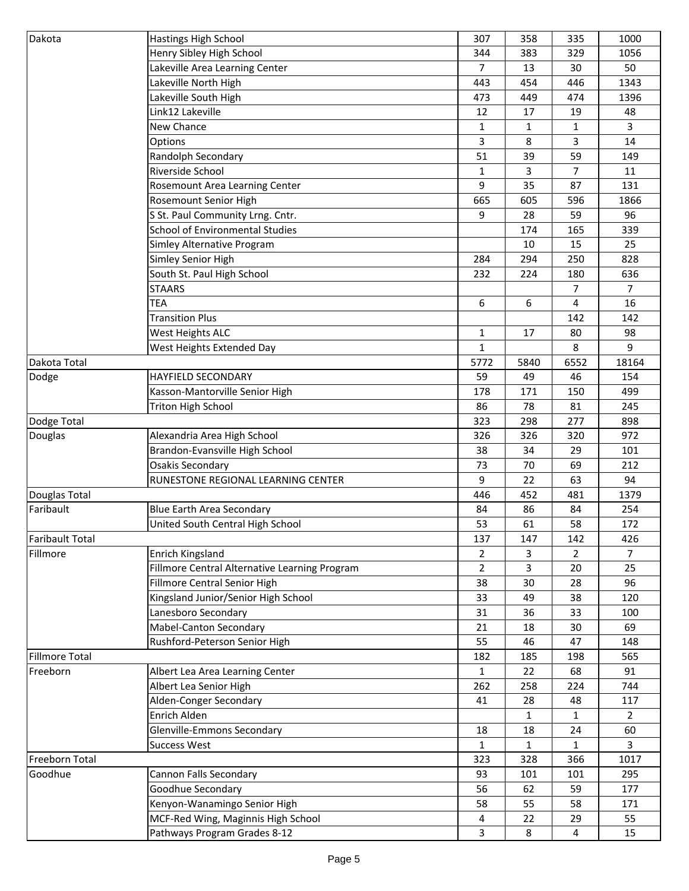| Dakota | Hastings High School | 307 | 358 | 335 | 1000 |
|---|---|---|---|---|---|
| | Henry Sibley High School | 344 | 383 | 329 | 1056 |
| | Lakeville Area Learning Center | 7 | 13 | 30 | 50 |
| | Lakeville North High | 443 | 454 | 446 | 1343 |
| | Lakeville South High | 473 | 449 | 474 | 1396 |
| | Link12 Lakeville | 12 | 17 | 19 | 48 |
| | New Chance | 1 | 1 | 1 | 3 |
| | Options | 3 | 8 | 3 | 14 |
| | Randolph Secondary | 51 | 39 | 59 | 149 |
| | Riverside School | 1 | 3 | 7 | 11 |
| | Rosemount Area Learning Center | 9 | 35 | 87 | 131 |
| | Rosemount Senior High | 665 | 605 | 596 | 1866 |
| | S St. Paul Community Lrng. Cntr. | 9 | 28 | 59 | 96 |
| | School of Environmental Studies | | 174 | 165 | 339 |
| | Simley Alternative Program | | 10 | 15 | 25 |
| | Simley Senior High | 284 | 294 | 250 | 828 |
| | South St. Paul High School | 232 | 224 | 180 | 636 |
| | STAARS | | | 7 | 7 |
| | TEA | 6 | 6 | 4 | 16 |
| | Transition Plus | | | 142 | 142 |
| | West Heights ALC | 1 | 17 | 80 | 98 |
| | West Heights Extended Day | 1 | | 8 | 9 |
| Dakota Total | | 5772 | 5840 | 6552 | 18164 |
| Dodge | HAYFIELD SECONDARY | 59 | 49 | 46 | 154 |
| | Kasson-Mantorville Senior High | 178 | 171 | 150 | 499 |
| | Triton High School | 86 | 78 | 81 | 245 |
| Dodge Total | | 323 | 298 | 277 | 898 |
| Douglas | Alexandria Area High School | 326 | 326 | 320 | 972 |
| | Brandon-Evansville High School | 38 | 34 | 29 | 101 |
| | Osakis Secondary | 73 | 70 | 69 | 212 |
| | RUNESTONE REGIONAL LEARNING CENTER | 9 | 22 | 63 | 94 |
| Douglas Total | | 446 | 452 | 481 | 1379 |
| Faribault | Blue Earth Area Secondary | 84 | 86 | 84 | 254 |
| | United South Central High School | 53 | 61 | 58 | 172 |
| Faribault Total | | 137 | 147 | 142 | 426 |
| Fillmore | Enrich Kingsland | 2 | 3 | 2 | 7 |
| | Fillmore Central Alternative Learning Program | 2 | 3 | 20 | 25 |
| | Fillmore Central Senior High | 38 | 30 | 28 | 96 |
| | Kingsland Junior/Senior High School | 33 | 49 | 38 | 120 |
| | Lanesboro Secondary | 31 | 36 | 33 | 100 |
| | Mabel-Canton Secondary | 21 | 18 | 30 | 69 |
| | Rushford-Peterson Senior High | 55 | 46 | 47 | 148 |
| Fillmore Total | | 182 | 185 | 198 | 565 |
| Freeborn | Albert Lea Area Learning Center | 1 | 22 | 68 | 91 |
| | Albert Lea Senior High | 262 | 258 | 224 | 744 |
| | Alden-Conger Secondary | 41 | 28 | 48 | 117 |
| | Enrich Alden | | 1 | 1 | 2 |
| | Glenville-Emmons Secondary | 18 | 18 | 24 | 60 |
| | Success West | 1 | 1 | 1 | 3 |
| Freeborn Total | | 323 | 328 | 366 | 1017 |
| Goodhue | Cannon Falls Secondary | 93 | 101 | 101 | 295 |
| | Goodhue Secondary | 56 | 62 | 59 | 177 |
| | Kenyon-Wanamingo Senior High | 58 | 55 | 58 | 171 |
| | MCF-Red Wing, Maginnis High School | 4 | 22 | 29 | 55 |
| | Pathways Program Grades 8-12 | 3 | 8 | 4 | 15 |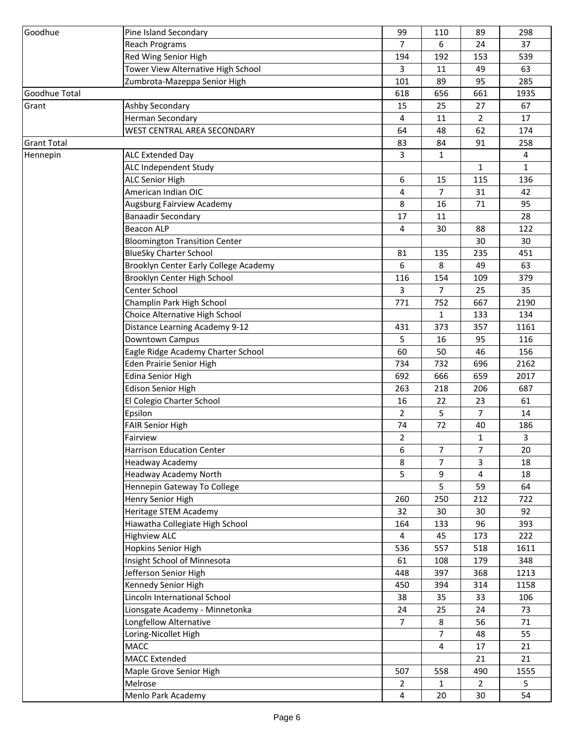| | | | | | |
|---|---|---|---|---|---|
| Goodhue | Pine Island Secondary | 99 | 110 | 89 | 298 |
| | Reach Programs | 7 | 6 | 24 | 37 |
| | Red Wing Senior High | 194 | 192 | 153 | 539 |
| | Tower View Alternative High School | 3 | 11 | 49 | 63 |
| | Zumbrota-Mazeppa Senior High | 101 | 89 | 95 | 285 |
| Goodhue Total | | 618 | 656 | 661 | 1935 |
| Grant | Ashby Secondary | 15 | 25 | 27 | 67 |
| | Herman Secondary | 4 | 11 | 2 | 17 |
| | WEST CENTRAL AREA SECONDARY | 64 | 48 | 62 | 174 |
| Grant Total | | 83 | 84 | 91 | 258 |
| Hennepin | ALC Extended Day | 3 | 1 | | 4 |
| | ALC Independent Study | | | 1 | 1 |
| | ALC Senior High | 6 | 15 | 115 | 136 |
| | American Indian OIC | 4 | 7 | 31 | 42 |
| | Augsburg Fairview Academy | 8 | 16 | 71 | 95 |
| | Banaadir Secondary | 17 | 11 | | 28 |
| | Beacon ALP | 4 | 30 | 88 | 122 |
| | Bloomington Transition Center | | | 30 | 30 |
| | BlueSky Charter School | 81 | 135 | 235 | 451 |
| | Brooklyn Center Early College Academy | 6 | 8 | 49 | 63 |
| | Brooklyn Center High School | 116 | 154 | 109 | 379 |
| | Center School | 3 | 7 | 25 | 35 |
| | Champlin Park High School | 771 | 752 | 667 | 2190 |
| | Choice Alternative High School | | 1 | 133 | 134 |
| | Distance Learning Academy 9-12 | 431 | 373 | 357 | 1161 |
| | Downtown Campus | 5 | 16 | 95 | 116 |
| | Eagle Ridge Academy Charter School | 60 | 50 | 46 | 156 |
| | Eden Prairie Senior High | 734 | 732 | 696 | 2162 |
| | Edina Senior High | 692 | 666 | 659 | 2017 |
| | Edison Senior High | 263 | 218 | 206 | 687 |
| | El Colegio Charter School | 16 | 22 | 23 | 61 |
| | Epsilon | 2 | 5 | 7 | 14 |
| | FAIR Senior High | 74 | 72 | 40 | 186 |
| | Fairview | 2 | | 1 | 3 |
| | Harrison Education Center | 6 | 7 | 7 | 20 |
| | Headway Academy | 8 | 7 | 3 | 18 |
| | Headway Academy North | 5 | 9 | 4 | 18 |
| | Hennepin Gateway To College | | 5 | 59 | 64 |
| | Henry Senior High | 260 | 250 | 212 | 722 |
| | Heritage STEM Academy | 32 | 30 | 30 | 92 |
| | Hiawatha Collegiate High School | 164 | 133 | 96 | 393 |
| | Highview ALC | 4 | 45 | 173 | 222 |
| | Hopkins Senior High | 536 | 557 | 518 | 1611 |
| | Insight School of Minnesota | 61 | 108 | 179 | 348 |
| | Jefferson Senior High | 448 | 397 | 368 | 1213 |
| | Kennedy Senior High | 450 | 394 | 314 | 1158 |
| | Lincoln International School | 38 | 35 | 33 | 106 |
| | Lionsgate Academy - Minnetonka | 24 | 25 | 24 | 73 |
| | Longfellow Alternative | 7 | 8 | 56 | 71 |
| | Loring-Nicollet High | | 7 | 48 | 55 |
| | MACC | | 4 | 17 | 21 |
| | MACC Extended | | | 21 | 21 |
| | Maple Grove Senior High | 507 | 558 | 490 | 1555 |
| | Melrose | 2 | 1 | 2 | 5 |
| | Menlo Park Academy | 4 | 20 | 30 | 54 |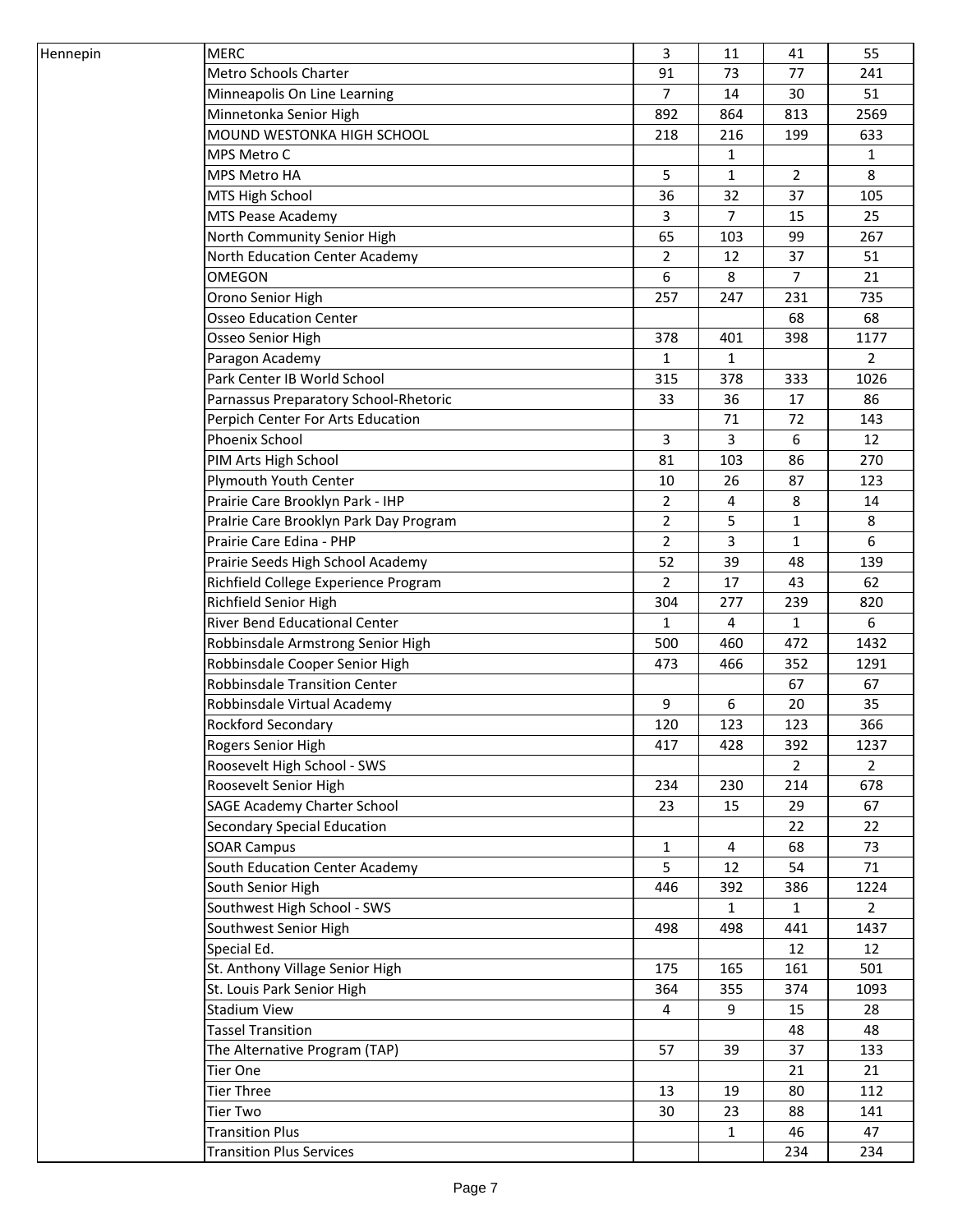| Hennepin | MERC | 3 | 11 | 41 | 55 |
|---|---|---|---|---|---|
| | Metro Schools Charter | 91 | 73 | 77 | 241 |
| | Minneapolis On Line Learning | 7 | 14 | 30 | 51 |
| | Minnetonka Senior High | 892 | 864 | 813 | 2569 |
| | MOUND WESTONKA HIGH SCHOOL | 218 | 216 | 199 | 633 |
| | MPS Metro C | | 1 | | 1 |
| | MPS Metro HA | 5 | 1 | 2 | 8 |
| | MTS High School | 36 | 32 | 37 | 105 |
| | MTS Pease Academy | 3 | 7 | 15 | 25 |
| | North Community Senior High | 65 | 103 | 99 | 267 |
| | North Education Center Academy | 2 | 12 | 37 | 51 |
| | OMEGON | 6 | 8 | 7 | 21 |
| | Orono Senior High | 257 | 247 | 231 | 735 |
| | Osseo Education Center | | | 68 | 68 |
| | Osseo Senior High | 378 | 401 | 398 | 1177 |
| | Paragon Academy | 1 | 1 | | 2 |
| | Park Center IB World School | 315 | 378 | 333 | 1026 |
| | Parnassus Preparatory School-Rhetoric | 33 | 36 | 17 | 86 |
| | Perpich Center For Arts Education | | 71 | 72 | 143 |
| | Phoenix School | 3 | 3 | 6 | 12 |
| | PIM Arts High School | 81 | 103 | 86 | 270 |
| | Plymouth Youth Center | 10 | 26 | 87 | 123 |
| | Prairie Care Brooklyn Park - IHP | 2 | 4 | 8 | 14 |
| | PraIrie Care Brooklyn Park Day Program | 2 | 5 | 1 | 8 |
| | Prairie Care Edina - PHP | 2 | 3 | 1 | 6 |
| | Prairie Seeds High School Academy | 52 | 39 | 48 | 139 |
| | Richfield College Experience Program | 2 | 17 | 43 | 62 |
| | Richfield Senior High | 304 | 277 | 239 | 820 |
| | River Bend Educational Center | 1 | 4 | 1 | 6 |
| | Robbinsdale Armstrong Senior High | 500 | 460 | 472 | 1432 |
| | Robbinsdale Cooper Senior High | 473 | 466 | 352 | 1291 |
| | Robbinsdale Transition Center | | | 67 | 67 |
| | Robbinsdale Virtual Academy | 9 | 6 | 20 | 35 |
| | Rockford Secondary | 120 | 123 | 123 | 366 |
| | Rogers Senior High | 417 | 428 | 392 | 1237 |
| | Roosevelt High School - SWS | | | 2 | 2 |
| | Roosevelt Senior High | 234 | 230 | 214 | 678 |
| | SAGE Academy Charter School | 23 | 15 | 29 | 67 |
| | Secondary Special Education | | | 22 | 22 |
| | SOAR Campus | 1 | 4 | 68 | 73 |
| | South Education Center Academy | 5 | 12 | 54 | 71 |
| | South Senior High | 446 | 392 | 386 | 1224 |
| | Southwest High School - SWS | | 1 | 1 | 2 |
| | Southwest Senior High | 498 | 498 | 441 | 1437 |
| | Special Ed. | | | 12 | 12 |
| | St. Anthony Village Senior High | 175 | 165 | 161 | 501 |
| | St. Louis Park Senior High | 364 | 355 | 374 | 1093 |
| | Stadium View | 4 | 9 | 15 | 28 |
| | Tassel Transition | | | 48 | 48 |
| | The Alternative Program (TAP) | 57 | 39 | 37 | 133 |
| | Tier One | | | 21 | 21 |
| | Tier Three | 13 | 19 | 80 | 112 |
| | Tier Two | 30 | 23 | 88 | 141 |
| | Transition Plus | | 1 | 46 | 47 |
| | Transition Plus Services | | | 234 | 234 |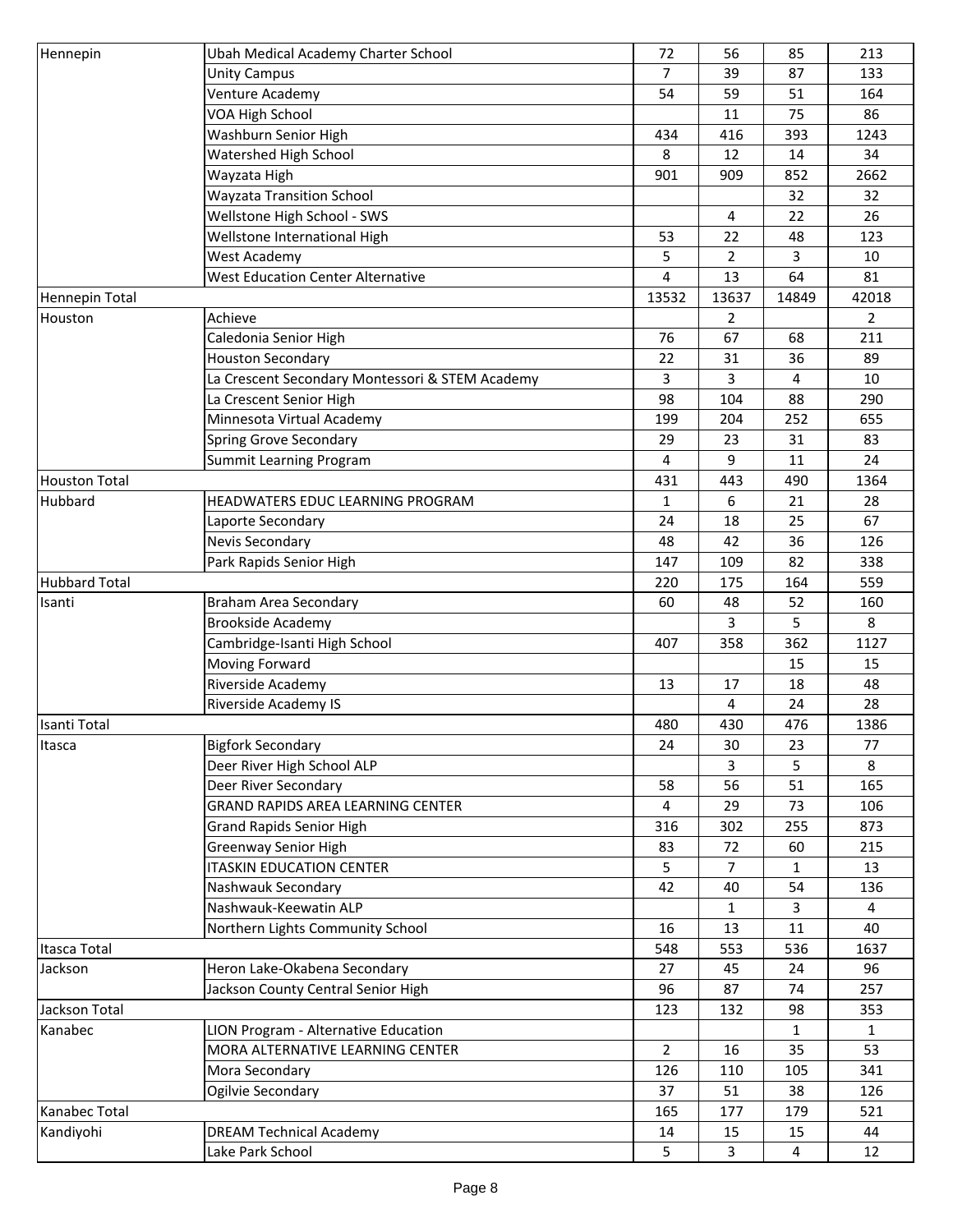| Hennepin | Ubah Medical Academy Charter School | 72 | 56 | 85 | 213 |
|---|---|---|---|---|---|
| | Unity Campus | 7 | 39 | 87 | 133 |
| | Venture Academy | 54 | 59 | 51 | 164 |
| | VOA High School | | 11 | 75 | 86 |
| | Washburn Senior High | 434 | 416 | 393 | 1243 |
| | Watershed High School | 8 | 12 | 14 | 34 |
| | Wayzata High | 901 | 909 | 852 | 2662 |
| | Wayzata Transition School | | | 32 | 32 |
| | Wellstone High School - SWS | | 4 | 22 | 26 |
| | Wellstone International High | 53 | 22 | 48 | 123 |
| | West Academy | 5 | 2 | 3 | 10 |
| | West Education Center Alternative | 4 | 13 | 64 | 81 |
| Hennepin Total | | 13532 | 13637 | 14849 | 42018 |
| Houston | Achieve | | 2 | | 2 |
| | Caledonia Senior High | 76 | 67 | 68 | 211 |
| | Houston Secondary | 22 | 31 | 36 | 89 |
| | La Crescent Secondary Montessori & STEM Academy | 3 | 3 | 4 | 10 |
| | La Crescent Senior High | 98 | 104 | 88 | 290 |
| | Minnesota Virtual Academy | 199 | 204 | 252 | 655 |
| | Spring Grove Secondary | 29 | 23 | 31 | 83 |
| | Summit Learning Program | 4 | 9 | 11 | 24 |
| Houston Total | | 431 | 443 | 490 | 1364 |
| Hubbard | HEADWATERS EDUC LEARNING PROGRAM | 1 | 6 | 21 | 28 |
| | Laporte Secondary | 24 | 18 | 25 | 67 |
| | Nevis Secondary | 48 | 42 | 36 | 126 |
| | Park Rapids Senior High | 147 | 109 | 82 | 338 |
| Hubbard Total | | 220 | 175 | 164 | 559 |
| Isanti | Braham Area Secondary | 60 | 48 | 52 | 160 |
| | Brookside Academy | | 3 | 5 | 8 |
| | Cambridge-Isanti High School | 407 | 358 | 362 | 1127 |
| | Moving Forward | | | 15 | 15 |
| | Riverside Academy | 13 | 17 | 18 | 48 |
| | Riverside Academy IS | | 4 | 24 | 28 |
| Isanti Total | | 480 | 430 | 476 | 1386 |
| Itasca | Bigfork Secondary | 24 | 30 | 23 | 77 |
| | Deer River High School ALP | | 3 | 5 | 8 |
| | Deer River Secondary | 58 | 56 | 51 | 165 |
| | GRAND RAPIDS AREA LEARNING CENTER | 4 | 29 | 73 | 106 |
| | Grand Rapids Senior High | 316 | 302 | 255 | 873 |
| | Greenway Senior High | 83 | 72 | 60 | 215 |
| | ITASKIN EDUCATION CENTER | 5 | 7 | 1 | 13 |
| | Nashwauk Secondary | 42 | 40 | 54 | 136 |
| | Nashwauk-Keewatin ALP | | 1 | 3 | 4 |
| | Northern Lights Community School | 16 | 13 | 11 | 40 |
| Itasca Total | | 548 | 553 | 536 | 1637 |
| Jackson | Heron Lake-Okabena Secondary | 27 | 45 | 24 | 96 |
| | Jackson County Central Senior High | 96 | 87 | 74 | 257 |
| Jackson Total | | 123 | 132 | 98 | 353 |
| Kanabec | LION Program - Alternative Education | | | 1 | 1 |
| | MORA ALTERNATIVE LEARNING CENTER | 2 | 16 | 35 | 53 |
| | Mora Secondary | 126 | 110 | 105 | 341 |
| | Ogilvie Secondary | 37 | 51 | 38 | 126 |
| Kanabec Total | | 165 | 177 | 179 | 521 |
| Kandiyohi | DREAM Technical Academy | 14 | 15 | 15 | 44 |
| | Lake Park School | 5 | 3 | 4 | 12 |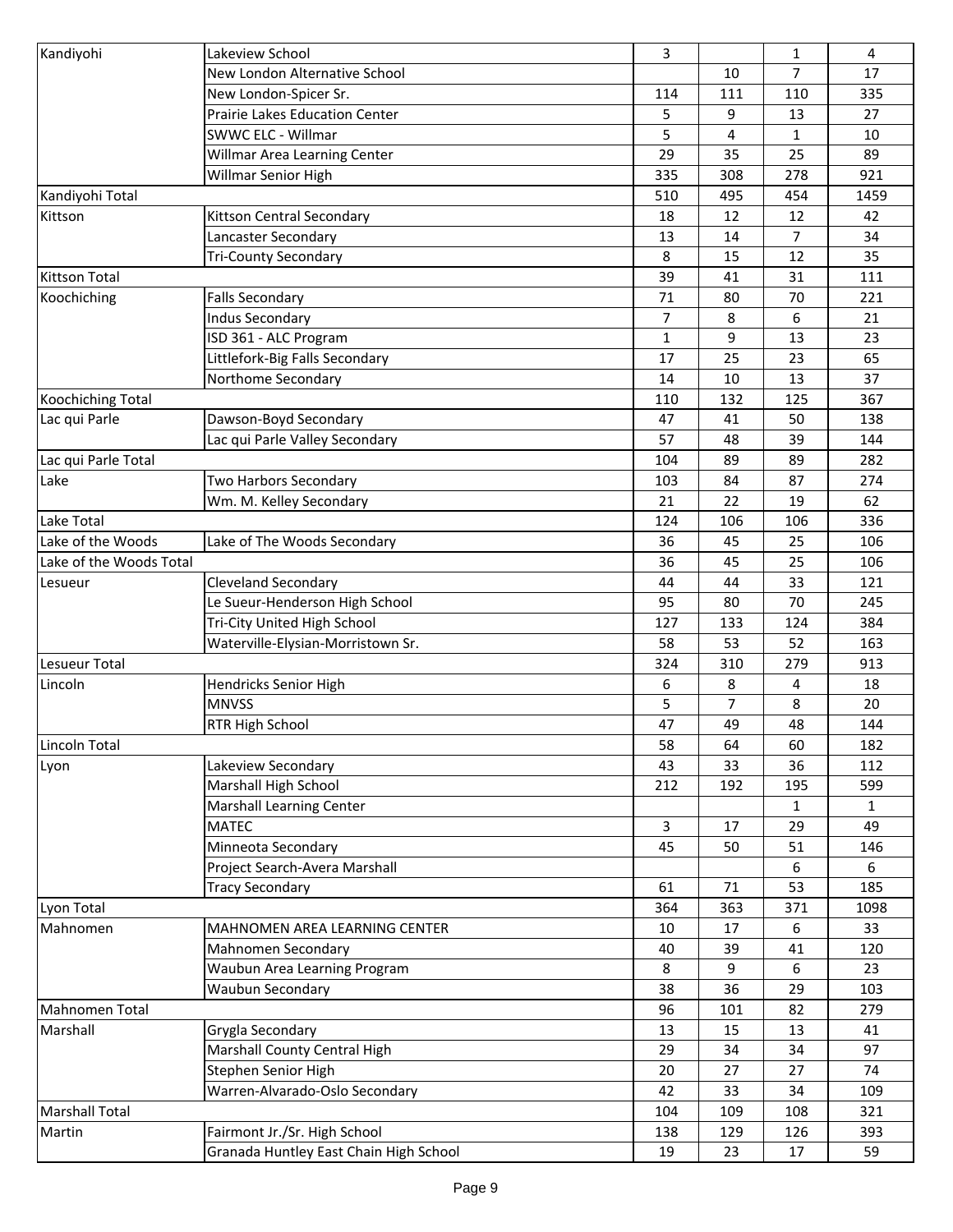| | | | | | |
|---|---|---|---|---|---|
| Kandiyohi | Lakeview School | 3 | | 1 | 4 |
| | New London Alternative School | | 10 | 7 | 17 |
| | New London-Spicer Sr. | 114 | 111 | 110 | 335 |
| | Prairie Lakes Education Center | 5 | 9 | 13 | 27 |
| | SWWC ELC - Willmar | 5 | 4 | 1 | 10 |
| | Willmar Area Learning Center | 29 | 35 | 25 | 89 |
| | Willmar Senior High | 335 | 308 | 278 | 921 |
| Kandiyohi Total | | 510 | 495 | 454 | 1459 |
| Kittson | Kittson Central Secondary | 18 | 12 | 12 | 42 |
| | Lancaster Secondary | 13 | 14 | 7 | 34 |
| | Tri-County Secondary | 8 | 15 | 12 | 35 |
| Kittson Total | | 39 | 41 | 31 | 111 |
| Koochiching | Falls Secondary | 71 | 80 | 70 | 221 |
| | Indus Secondary | 7 | 8 | 6 | 21 |
| | ISD 361 - ALC Program | 1 | 9 | 13 | 23 |
| | Littlefork-Big Falls Secondary | 17 | 25 | 23 | 65 |
| | Northome Secondary | 14 | 10 | 13 | 37 |
| Koochiching Total | | 110 | 132 | 125 | 367 |
| Lac qui Parle | Dawson-Boyd Secondary | 47 | 41 | 50 | 138 |
| | Lac qui Parle Valley Secondary | 57 | 48 | 39 | 144 |
| Lac qui Parle Total | | 104 | 89 | 89 | 282 |
| Lake | Two Harbors Secondary | 103 | 84 | 87 | 274 |
| | Wm. M. Kelley Secondary | 21 | 22 | 19 | 62 |
| Lake Total | | 124 | 106 | 106 | 336 |
| Lake of the Woods | Lake of The Woods Secondary | 36 | 45 | 25 | 106 |
| Lake of the Woods Total | | 36 | 45 | 25 | 106 |
| Lesueur | Cleveland Secondary | 44 | 44 | 33 | 121 |
| | Le Sueur-Henderson High School | 95 | 80 | 70 | 245 |
| | Tri-City United High School | 127 | 133 | 124 | 384 |
| | Waterville-Elysian-Morristown Sr. | 58 | 53 | 52 | 163 |
| Lesueur Total | | 324 | 310 | 279 | 913 |
| Lincoln | Hendricks Senior High | 6 | 8 | 4 | 18 |
| | MNVSS | 5 | 7 | 8 | 20 |
| | RTR High School | 47 | 49 | 48 | 144 |
| Lincoln Total | | 58 | 64 | 60 | 182 |
| Lyon | Lakeview Secondary | 43 | 33 | 36 | 112 |
| | Marshall High School | 212 | 192 | 195 | 599 |
| | Marshall Learning Center | | | 1 | 1 |
| | MATEC | 3 | 17 | 29 | 49 |
| | Minneota Secondary | 45 | 50 | 51 | 146 |
| | Project Search-Avera Marshall | | | 6 | 6 |
| | Tracy Secondary | 61 | 71 | 53 | 185 |
| Lyon Total | | 364 | 363 | 371 | 1098 |
| Mahnomen | MAHNOMEN AREA LEARNING CENTER | 10 | 17 | 6 | 33 |
| | Mahnomen Secondary | 40 | 39 | 41 | 120 |
| | Waubun Area Learning Program | 8 | 9 | 6 | 23 |
| | Waubun Secondary | 38 | 36 | 29 | 103 |
| Mahnomen Total | | 96 | 101 | 82 | 279 |
| Marshall | Grygla Secondary | 13 | 15 | 13 | 41 |
| | Marshall County Central High | 29 | 34 | 34 | 97 |
| | Stephen Senior High | 20 | 27 | 27 | 74 |
| | Warren-Alvarado-Oslo Secondary | 42 | 33 | 34 | 109 |
| Marshall Total | | 104 | 109 | 108 | 321 |
| Martin | Fairmont Jr./Sr. High School | 138 | 129 | 126 | 393 |
| | Granada Huntley East Chain High School | 19 | 23 | 17 | 59 |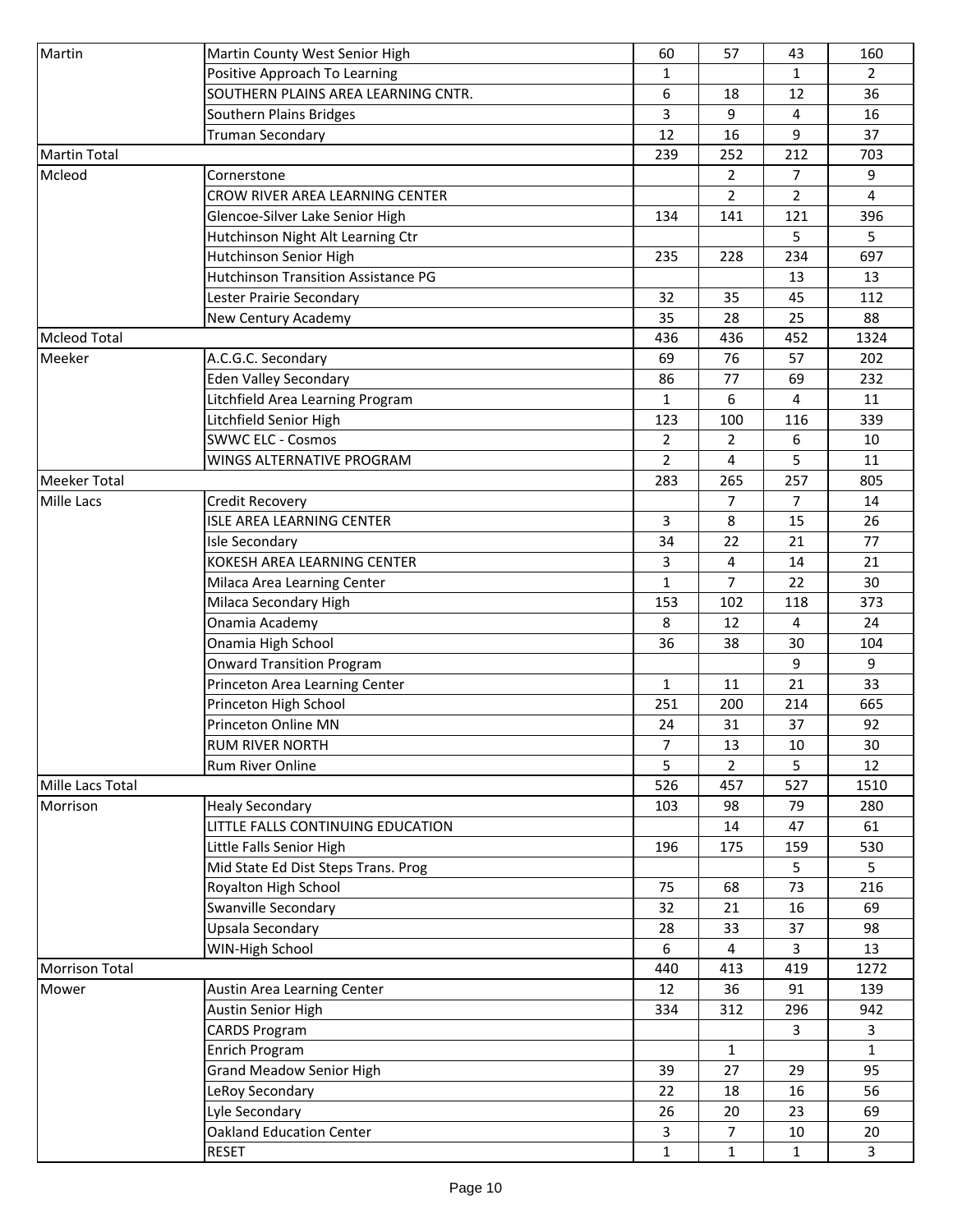| | | | | | |
|---|---|---|---|---|---|
| Martin | Martin County West Senior High | 60 | 57 | 43 | 160 |
| | Positive Approach To Learning | 1 | | 1 | 2 |
| | SOUTHERN PLAINS AREA LEARNING CNTR. | 6 | 18 | 12 | 36 |
| | Southern Plains Bridges | 3 | 9 | 4 | 16 |
| | Truman Secondary | 12 | 16 | 9 | 37 |
| Martin Total | | 239 | 252 | 212 | 703 |
| Mcleod | Cornerstone | | 2 | 7 | 9 |
| | CROW RIVER AREA LEARNING CENTER | | 2 | 2 | 4 |
| | Glencoe-Silver Lake Senior High | 134 | 141 | 121 | 396 |
| | Hutchinson Night Alt Learning Ctr | | | 5 | 5 |
| | Hutchinson Senior High | 235 | 228 | 234 | 697 |
| | Hutchinson Transition Assistance PG | | | 13 | 13 |
| | Lester Prairie Secondary | 32 | 35 | 45 | 112 |
| | New Century Academy | 35 | 28 | 25 | 88 |
| Mcleod Total | | 436 | 436 | 452 | 1324 |
| Meeker | A.C.G.C. Secondary | 69 | 76 | 57 | 202 |
| | Eden Valley Secondary | 86 | 77 | 69 | 232 |
| | Litchfield Area Learning Program | 1 | 6 | 4 | 11 |
| | Litchfield Senior High | 123 | 100 | 116 | 339 |
| | SWWC ELC - Cosmos | 2 | 2 | 6 | 10 |
| | WINGS ALTERNATIVE PROGRAM | 2 | 4 | 5 | 11 |
| Meeker Total | | 283 | 265 | 257 | 805 |
| Mille Lacs | Credit Recovery | | 7 | 7 | 14 |
| | ISLE AREA LEARNING CENTER | 3 | 8 | 15 | 26 |
| | Isle Secondary | 34 | 22 | 21 | 77 |
| | KOKESH AREA LEARNING CENTER | 3 | 4 | 14 | 21 |
| | Milaca Area Learning Center | 1 | 7 | 22 | 30 |
| | Milaca Secondary High | 153 | 102 | 118 | 373 |
| | Onamia Academy | 8 | 12 | 4 | 24 |
| | Onamia High School | 36 | 38 | 30 | 104 |
| | Onward Transition Program | | | 9 | 9 |
| | Princeton Area Learning Center | 1 | 11 | 21 | 33 |
| | Princeton High School | 251 | 200 | 214 | 665 |
| | Princeton Online MN | 24 | 31 | 37 | 92 |
| | RUM RIVER NORTH | 7 | 13 | 10 | 30 |
| | Rum River Online | 5 | 2 | 5 | 12 |
| Mille Lacs Total | | 526 | 457 | 527 | 1510 |
| Morrison | Healy Secondary | 103 | 98 | 79 | 280 |
| | LITTLE FALLS CONTINUING EDUCATION | | 14 | 47 | 61 |
| | Little Falls Senior High | 196 | 175 | 159 | 530 |
| | Mid State Ed Dist Steps Trans. Prog | | | 5 | 5 |
| | Royalton High School | 75 | 68 | 73 | 216 |
| | Swanville Secondary | 32 | 21 | 16 | 69 |
| | Upsala Secondary | 28 | 33 | 37 | 98 |
| | WIN-High School | 6 | 4 | 3 | 13 |
| Morrison Total | | 440 | 413 | 419 | 1272 |
| Mower | Austin Area Learning Center | 12 | 36 | 91 | 139 |
| | Austin Senior High | 334 | 312 | 296 | 942 |
| | CARDS Program | | | 3 | 3 |
| | Enrich Program | | 1 | | 1 |
| | Grand Meadow Senior High | 39 | 27 | 29 | 95 |
| | LeRoy Secondary | 22 | 18 | 16 | 56 |
| | Lyle Secondary | 26 | 20 | 23 | 69 |
| | Oakland Education Center | 3 | 7 | 10 | 20 |
| | RESET | 1 | 1 | 1 | 3 |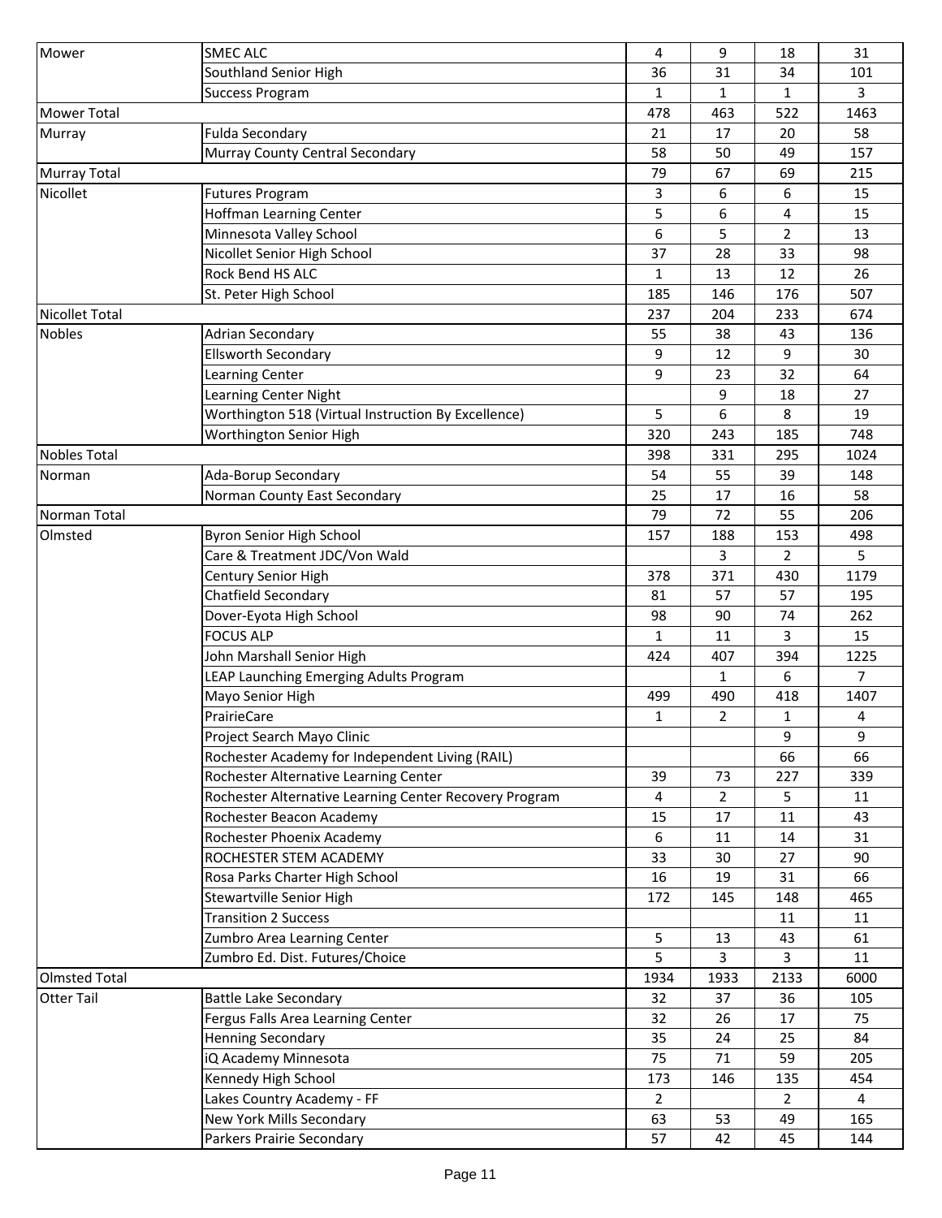| | | | | | |
|---|---|---|---|---|---|
| Mower | SMEC ALC | 4 | 9 | 18 | 31 |
| | Southland Senior High | 36 | 31 | 34 | 101 |
| | Success Program | 1 | 1 | 1 | 3 |
| Mower Total | | 478 | 463 | 522 | 1463 |
| Murray | Fulda Secondary | 21 | 17 | 20 | 58 |
| | Murray County Central Secondary | 58 | 50 | 49 | 157 |
| Murray Total | | 79 | 67 | 69 | 215 |
| Nicollet | Futures Program | 3 | 6 | 6 | 15 |
| | Hoffman Learning Center | 5 | 6 | 4 | 15 |
| | Minnesota Valley School | 6 | 5 | 2 | 13 |
| | Nicollet Senior High School | 37 | 28 | 33 | 98 |
| | Rock Bend HS ALC | 1 | 13 | 12 | 26 |
| | St. Peter High School | 185 | 146 | 176 | 507 |
| Nicollet Total | | 237 | 204 | 233 | 674 |
| Nobles | Adrian Secondary | 55 | 38 | 43 | 136 |
| | Ellsworth Secondary | 9 | 12 | 9 | 30 |
| | Learning Center | 9 | 23 | 32 | 64 |
| | Learning Center Night | | 9 | 18 | 27 |
| | Worthington 518 (Virtual Instruction By Excellence) | 5 | 6 | 8 | 19 |
| | Worthington Senior High | 320 | 243 | 185 | 748 |
| Nobles Total | | 398 | 331 | 295 | 1024 |
| Norman | Ada-Borup Secondary | 54 | 55 | 39 | 148 |
| | Norman County East Secondary | 25 | 17 | 16 | 58 |
| Norman Total | | 79 | 72 | 55 | 206 |
| Olmsted | Byron Senior High School | 157 | 188 | 153 | 498 |
| | Care & Treatment JDC/Von Wald | | 3 | 2 | 5 |
| | Century Senior High | 378 | 371 | 430 | 1179 |
| | Chatfield Secondary | 81 | 57 | 57 | 195 |
| | Dover-Eyota High School | 98 | 90 | 74 | 262 |
| | FOCUS ALP | 1 | 11 | 3 | 15 |
| | John Marshall Senior High | 424 | 407 | 394 | 1225 |
| | LEAP Launching Emerging Adults Program | | 1 | 6 | 7 |
| | Mayo Senior High | 499 | 490 | 418 | 1407 |
| | PrairieCare | 1 | 2 | 1 | 4 |
| | Project Search Mayo Clinic | | | 9 | 9 |
| | Rochester Academy for Independent Living (RAIL) | | | 66 | 66 |
| | Rochester Alternative Learning Center | 39 | 73 | 227 | 339 |
| | Rochester Alternative Learning Center Recovery Program | 4 | 2 | 5 | 11 |
| | Rochester Beacon Academy | 15 | 17 | 11 | 43 |
| | Rochester Phoenix Academy | 6 | 11 | 14 | 31 |
| | ROCHESTER STEM ACADEMY | 33 | 30 | 27 | 90 |
| | Rosa Parks Charter High School | 16 | 19 | 31 | 66 |
| | Stewartville Senior High | 172 | 145 | 148 | 465 |
| | Transition 2 Success | | | 11 | 11 |
| | Zumbro Area Learning Center | 5 | 13 | 43 | 61 |
| | Zumbro Ed. Dist. Futures/Choice | 5 | 3 | 3 | 11 |
| Olmsted Total | | 1934 | 1933 | 2133 | 6000 |
| Otter Tail | Battle Lake Secondary | 32 | 37 | 36 | 105 |
| | Fergus Falls Area Learning Center | 32 | 26 | 17 | 75 |
| | Henning Secondary | 35 | 24 | 25 | 84 |
| | iQ Academy Minnesota | 75 | 71 | 59 | 205 |
| | Kennedy High School | 173 | 146 | 135 | 454 |
| | Lakes Country Academy - FF | 2 | | 2 | 4 |
| | New York Mills Secondary | 63 | 53 | 49 | 165 |
| | Parkers Prairie Secondary | 57 | 42 | 45 | 144 |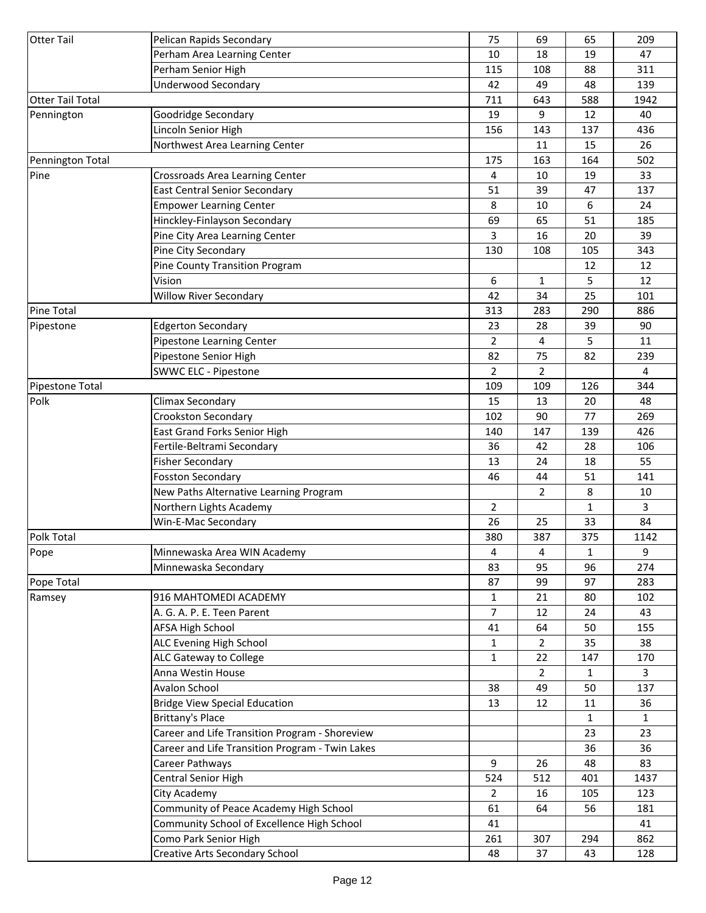| | | | | | |
|---|---|---|---|---|---|
| Otter Tail | Pelican Rapids Secondary | 75 | 69 | 65 | 209 |
| | Perham Area Learning Center | 10 | 18 | 19 | 47 |
| | Perham Senior High | 115 | 108 | 88 | 311 |
| | Underwood Secondary | 42 | 49 | 48 | 139 |
| Otter Tail Total | | 711 | 643 | 588 | 1942 |
| Pennington | Goodridge Secondary | 19 | 9 | 12 | 40 |
| | Lincoln Senior High | 156 | 143 | 137 | 436 |
| | Northwest Area Learning Center | | 11 | 15 | 26 |
| Pennington Total | | 175 | 163 | 164 | 502 |
| Pine | Crossroads Area Learning Center | 4 | 10 | 19 | 33 |
| | East Central Senior Secondary | 51 | 39 | 47 | 137 |
| | Empower Learning Center | 8 | 10 | 6 | 24 |
| | Hinckley-Finlayson Secondary | 69 | 65 | 51 | 185 |
| | Pine City Area Learning Center | 3 | 16 | 20 | 39 |
| | Pine City Secondary | 130 | 108 | 105 | 343 |
| | Pine County Transition Program | | | 12 | 12 |
| | Vision | 6 | 1 | 5 | 12 |
| | Willow River Secondary | 42 | 34 | 25 | 101 |
| Pine Total | | 313 | 283 | 290 | 886 |
| Pipestone | Edgerton Secondary | 23 | 28 | 39 | 90 |
| | Pipestone Learning Center | 2 | 4 | 5 | 11 |
| | Pipestone Senior High | 82 | 75 | 82 | 239 |
| | SWWC ELC - Pipestone | 2 | 2 | | 4 |
| Pipestone Total | | 109 | 109 | 126 | 344 |
| Polk | Climax Secondary | 15 | 13 | 20 | 48 |
| | Crookston Secondary | 102 | 90 | 77 | 269 |
| | East Grand Forks Senior High | 140 | 147 | 139 | 426 |
| | Fertile-Beltrami Secondary | 36 | 42 | 28 | 106 |
| | Fisher Secondary | 13 | 24 | 18 | 55 |
| | Fosston Secondary | 46 | 44 | 51 | 141 |
| | New Paths Alternative Learning Program | | 2 | 8 | 10 |
| | Northern Lights Academy | 2 | | 1 | 3 |
| | Win-E-Mac Secondary | 26 | 25 | 33 | 84 |
| Polk Total | | 380 | 387 | 375 | 1142 |
| Pope | Minnewaska Area WIN Academy | 4 | 4 | 1 | 9 |
| | Minnewaska Secondary | 83 | 95 | 96 | 274 |
| Pope Total | | 87 | 99 | 97 | 283 |
| Ramsey | 916 MAHTOMEDI ACADEMY | 1 | 21 | 80 | 102 |
| | A. G. A. P. E. Teen Parent | 7 | 12 | 24 | 43 |
| | AFSA High School | 41 | 64 | 50 | 155 |
| | ALC Evening High School | 1 | 2 | 35 | 38 |
| | ALC Gateway to College | 1 | 22 | 147 | 170 |
| | Anna Westin House | | 2 | 1 | 3 |
| | Avalon School | 38 | 49 | 50 | 137 |
| | Bridge View Special Education | 13 | 12 | 11 | 36 |
| | Brittany's Place | | | 1 | 1 |
| | Career and Life Transition Program - Shoreview | | | 23 | 23 |
| | Career and Life Transition Program - Twin Lakes | | | 36 | 36 |
| | Career Pathways | 9 | 26 | 48 | 83 |
| | Central Senior High | 524 | 512 | 401 | 1437 |
| | City Academy | 2 | 16 | 105 | 123 |
| | Community of Peace Academy High School | 61 | 64 | 56 | 181 |
| | Community School of Excellence High School | 41 | | | 41 |
| | Como Park Senior High | 261 | 307 | 294 | 862 |
| | Creative Arts Secondary School | 48 | 37 | 43 | 128 |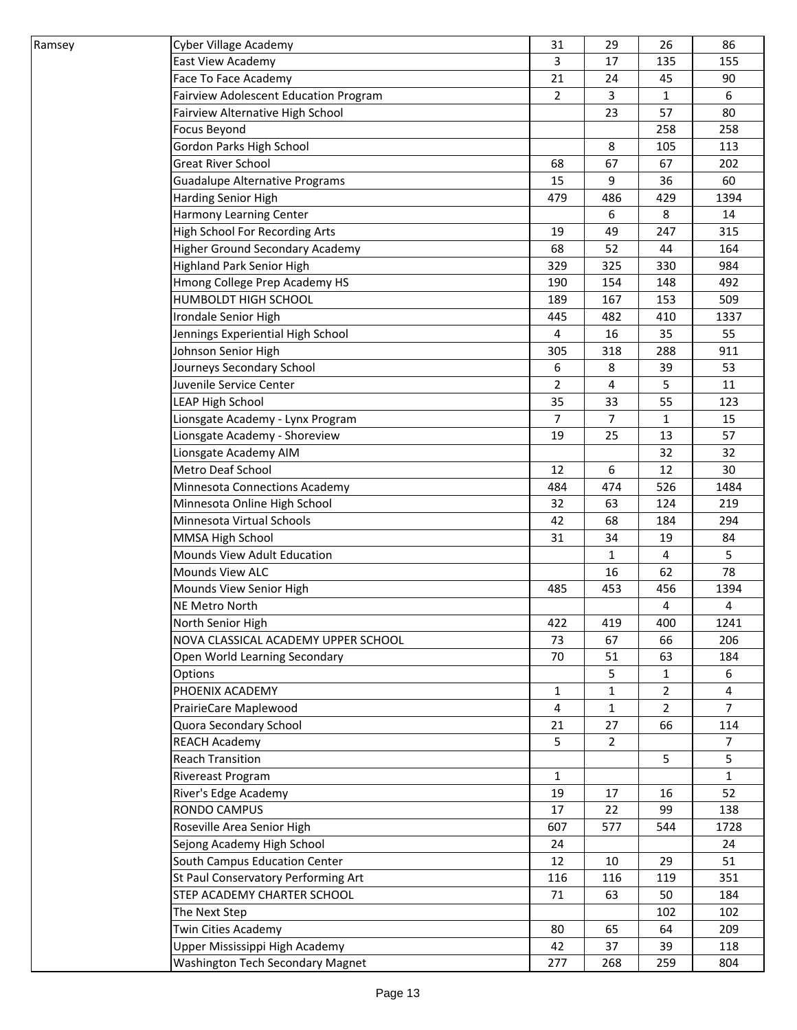| | | | | | |
|---|---|---|---|---|---|
| Ramsey | Cyber Village Academy | 31 | 29 | 26 | 86 |
| | East View Academy | 3 | 17 | 135 | 155 |
| | Face To Face Academy | 21 | 24 | 45 | 90 |
| | Fairview Adolescent Education Program | 2 | 3 | 1 | 6 |
| | Fairview Alternative High School | | 23 | 57 | 80 |
| | Focus Beyond | | | 258 | 258 |
| | Gordon Parks High School | | 8 | 105 | 113 |
| | Great River School | 68 | 67 | 67 | 202 |
| | Guadalupe Alternative Programs | 15 | 9 | 36 | 60 |
| | Harding Senior High | 479 | 486 | 429 | 1394 |
| | Harmony Learning Center | | 6 | 8 | 14 |
| | High School For Recording Arts | 19 | 49 | 247 | 315 |
| | Higher Ground Secondary Academy | 68 | 52 | 44 | 164 |
| | Highland Park Senior High | 329 | 325 | 330 | 984 |
| | Hmong College Prep Academy HS | 190 | 154 | 148 | 492 |
| | HUMBOLDT HIGH SCHOOL | 189 | 167 | 153 | 509 |
| | Irondale Senior High | 445 | 482 | 410 | 1337 |
| | Jennings Experiential High School | 4 | 16 | 35 | 55 |
| | Johnson Senior High | 305 | 318 | 288 | 911 |
| | Journeys Secondary School | 6 | 8 | 39 | 53 |
| | Juvenile Service Center | 2 | 4 | 5 | 11 |
| | LEAP High School | 35 | 33 | 55 | 123 |
| | Lionsgate Academy - Lynx Program | 7 | 7 | 1 | 15 |
| | Lionsgate Academy - Shoreview | 19 | 25 | 13 | 57 |
| | Lionsgate Academy AIM | | | 32 | 32 |
| | Metro Deaf School | 12 | 6 | 12 | 30 |
| | Minnesota Connections Academy | 484 | 474 | 526 | 1484 |
| | Minnesota Online High School | 32 | 63 | 124 | 219 |
| | Minnesota Virtual Schools | 42 | 68 | 184 | 294 |
| | MMSA High School | 31 | 34 | 19 | 84 |
| | Mounds View Adult Education | | 1 | 4 | 5 |
| | Mounds View ALC | | 16 | 62 | 78 |
| | Mounds View Senior High | 485 | 453 | 456 | 1394 |
| | NE Metro North | | | 4 | 4 |
| | North Senior High | 422 | 419 | 400 | 1241 |
| | NOVA CLASSICAL ACADEMY UPPER SCHOOL | 73 | 67 | 66 | 206 |
| | Open World Learning Secondary | 70 | 51 | 63 | 184 |
| | Options | | 5 | 1 | 6 |
| | PHOENIX ACADEMY | 1 | 1 | 2 | 4 |
| | PrairieCare Maplewood | 4 | 1 | 2 | 7 |
| | Quora Secondary School | 21 | 27 | 66 | 114 |
| | REACH Academy | 5 | 2 | | 7 |
| | Reach Transition | | | 5 | 5 |
| | Rivereast Program | 1 | | | 1 |
| | River's Edge Academy | 19 | 17 | 16 | 52 |
| | RONDO CAMPUS | 17 | 22 | 99 | 138 |
| | Roseville Area Senior High | 607 | 577 | 544 | 1728 |
| | Sejong Academy High School | 24 | | | 24 |
| | South Campus Education Center | 12 | 10 | 29 | 51 |
| | St Paul Conservatory Performing Art | 116 | 116 | 119 | 351 |
| | STEP ACADEMY CHARTER SCHOOL | 71 | 63 | 50 | 184 |
| | The Next Step | | | 102 | 102 |
| | Twin Cities Academy | 80 | 65 | 64 | 209 |
| | Upper Mississippi High Academy | 42 | 37 | 39 | 118 |
| | Washington Tech Secondary Magnet | 277 | 268 | 259 | 804 |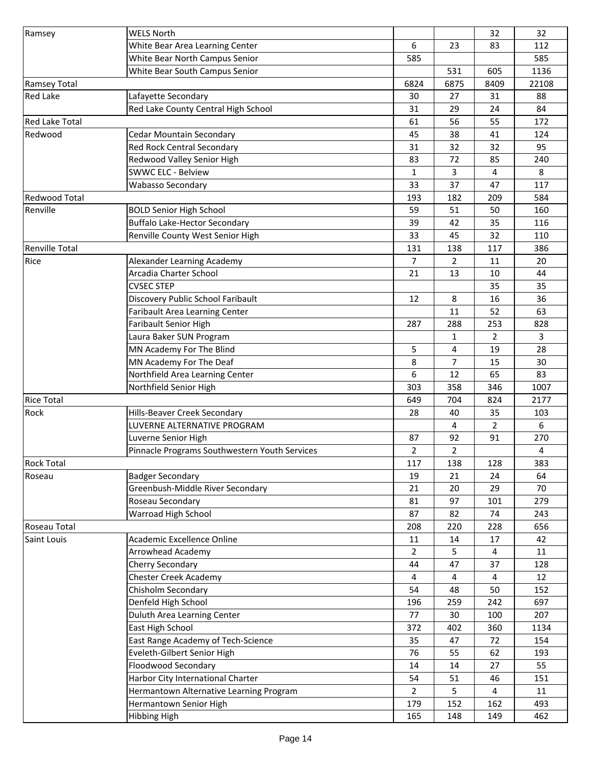| | | | | | |
|---|---|---|---|---|---|
| Ramsey | WELS North | | | 32 | 32 |
| | White Bear Area Learning Center | 6 | 23 | 83 | 112 |
| | White Bear North Campus Senior | 585 | | | 585 |
| | White Bear South Campus Senior | | 531 | 605 | 1136 |
| Ramsey Total | | 6824 | 6875 | 8409 | 22108 |
| Red Lake | Lafayette Secondary | 30 | 27 | 31 | 88 |
| | Red Lake County Central High School | 31 | 29 | 24 | 84 |
| Red Lake Total | | 61 | 56 | 55 | 172 |
| Redwood | Cedar Mountain Secondary | 45 | 38 | 41 | 124 |
| | Red Rock Central Secondary | 31 | 32 | 32 | 95 |
| | Redwood Valley Senior High | 83 | 72 | 85 | 240 |
| | SWWC ELC - Belview | 1 | 3 | 4 | 8 |
| | Wabasso Secondary | 33 | 37 | 47 | 117 |
| Redwood Total | | 193 | 182 | 209 | 584 |
| Renville | BOLD Senior High School | 59 | 51 | 50 | 160 |
| | Buffalo Lake-Hector Secondary | 39 | 42 | 35 | 116 |
| | Renville County West Senior High | 33 | 45 | 32 | 110 |
| Renville Total | | 131 | 138 | 117 | 386 |
| Rice | Alexander Learning Academy | 7 | 2 | 11 | 20 |
| | Arcadia Charter School | 21 | 13 | 10 | 44 |
| | CVSEC STEP | | | 35 | 35 |
| | Discovery Public School Faribault | 12 | 8 | 16 | 36 |
| | Faribault Area Learning Center | | 11 | 52 | 63 |
| | Faribault Senior High | 287 | 288 | 253 | 828 |
| | Laura Baker SUN Program | | 1 | 2 | 3 |
| | MN Academy For The Blind | 5 | 4 | 19 | 28 |
| | MN Academy For The Deaf | 8 | 7 | 15 | 30 |
| | Northfield Area Learning Center | 6 | 12 | 65 | 83 |
| | Northfield Senior High | 303 | 358 | 346 | 1007 |
| Rice Total | | 649 | 704 | 824 | 2177 |
| Rock | Hills-Beaver Creek Secondary | 28 | 40 | 35 | 103 |
| | LUVERNE ALTERNATIVE PROGRAM | | 4 | 2 | 6 |
| | Luverne Senior High | 87 | 92 | 91 | 270 |
| | Pinnacle Programs Southwestern Youth Services | 2 | 2 | | 4 |
| Rock Total | | 117 | 138 | 128 | 383 |
| Roseau | Badger Secondary | 19 | 21 | 24 | 64 |
| | Greenbush-Middle River Secondary | 21 | 20 | 29 | 70 |
| | Roseau Secondary | 81 | 97 | 101 | 279 |
| | Warroad High School | 87 | 82 | 74 | 243 |
| Roseau Total | | 208 | 220 | 228 | 656 |
| Saint Louis | Academic Excellence Online | 11 | 14 | 17 | 42 |
| | Arrowhead Academy | 2 | 5 | 4 | 11 |
| | Cherry Secondary | 44 | 47 | 37 | 128 |
| | Chester Creek Academy | 4 | 4 | 4 | 12 |
| | Chisholm Secondary | 54 | 48 | 50 | 152 |
| | Denfeld High School | 196 | 259 | 242 | 697 |
| | Duluth Area Learning Center | 77 | 30 | 100 | 207 |
| | East High School | 372 | 402 | 360 | 1134 |
| | East Range Academy of Tech-Science | 35 | 47 | 72 | 154 |
| | Eveleth-Gilbert Senior High | 76 | 55 | 62 | 193 |
| | Floodwood Secondary | 14 | 14 | 27 | 55 |
| | Harbor City International Charter | 54 | 51 | 46 | 151 |
| | Hermantown Alternative Learning Program | 2 | 5 | 4 | 11 |
| | Hermantown Senior High | 179 | 152 | 162 | 493 |
| | Hibbing High | 165 | 148 | 149 | 462 |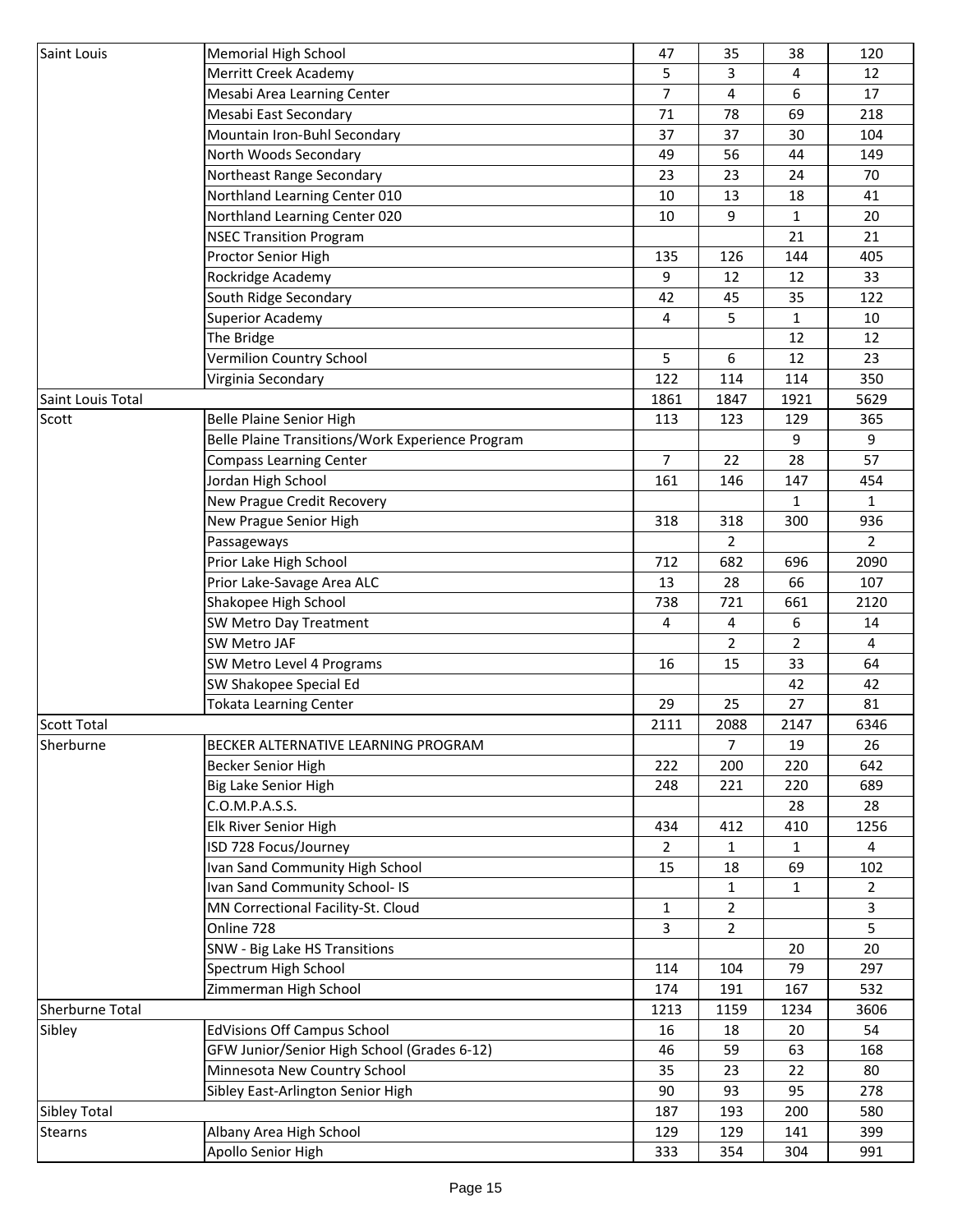| | | | | | |
|---|---|---|---|---|---|
| Saint Louis | Memorial High School | 47 | 35 | 38 | 120 |
| | Merritt Creek Academy | 5 | 3 | 4 | 12 |
| | Mesabi Area Learning Center | 7 | 4 | 6 | 17 |
| | Mesabi East Secondary | 71 | 78 | 69 | 218 |
| | Mountain Iron-Buhl Secondary | 37 | 37 | 30 | 104 |
| | North Woods Secondary | 49 | 56 | 44 | 149 |
| | Northeast Range Secondary | 23 | 23 | 24 | 70 |
| | Northland Learning Center 010 | 10 | 13 | 18 | 41 |
| | Northland Learning Center 020 | 10 | 9 | 1 | 20 |
| | NSEC Transition Program | | | 21 | 21 |
| | Proctor Senior High | 135 | 126 | 144 | 405 |
| | Rockridge Academy | 9 | 12 | 12 | 33 |
| | South Ridge Secondary | 42 | 45 | 35 | 122 |
| | Superior Academy | 4 | 5 | 1 | 10 |
| | The Bridge | | | 12 | 12 |
| | Vermilion Country School | 5 | 6 | 12 | 23 |
| | Virginia Secondary | 122 | 114 | 114 | 350 |
| Saint Louis Total | | 1861 | 1847 | 1921 | 5629 |
| Scott | Belle Plaine Senior High | 113 | 123 | 129 | 365 |
| | Belle Plaine Transitions/Work Experience Program | | | 9 | 9 |
| | Compass Learning Center | 7 | 22 | 28 | 57 |
| | Jordan High School | 161 | 146 | 147 | 454 |
| | New Prague Credit Recovery | | | 1 | 1 |
| | New Prague Senior High | 318 | 318 | 300 | 936 |
| | Passageways | | 2 | | 2 |
| | Prior Lake High School | 712 | 682 | 696 | 2090 |
| | Prior Lake-Savage Area ALC | 13 | 28 | 66 | 107 |
| | Shakopee High School | 738 | 721 | 661 | 2120 |
| | SW Metro Day Treatment | 4 | 4 | 6 | 14 |
| | SW Metro JAF | | 2 | 2 | 4 |
| | SW Metro Level 4 Programs | 16 | 15 | 33 | 64 |
| | SW Shakopee Special Ed | | | 42 | 42 |
| | Tokata Learning Center | 29 | 25 | 27 | 81 |
| Scott Total | | 2111 | 2088 | 2147 | 6346 |
| Sherburne | BECKER ALTERNATIVE LEARNING PROGRAM | | 7 | 19 | 26 |
| | Becker Senior High | 222 | 200 | 220 | 642 |
| | Big Lake Senior High | 248 | 221 | 220 | 689 |
| | C.O.M.P.A.S.S. | | | 28 | 28 |
| | Elk River Senior High | 434 | 412 | 410 | 1256 |
| | ISD 728 Focus/Journey | 2 | 1 | 1 | 4 |
| | Ivan Sand Community High School | 15 | 18 | 69 | 102 |
| | Ivan Sand Community School- IS | | 1 | 1 | 2 |
| | MN Correctional Facility-St. Cloud | 1 | 2 | | 3 |
| | Online 728 | 3 | 2 | | 5 |
| | SNW - Big Lake HS Transitions | | | 20 | 20 |
| | Spectrum High School | 114 | 104 | 79 | 297 |
| | Zimmerman High School | 174 | 191 | 167 | 532 |
| Sherburne Total | | 1213 | 1159 | 1234 | 3606 |
| Sibley | EdVisions Off Campus School | 16 | 18 | 20 | 54 |
| | GFW Junior/Senior High School (Grades 6-12) | 46 | 59 | 63 | 168 |
| | Minnesota New Country School | 35 | 23 | 22 | 80 |
| | Sibley East-Arlington Senior High | 90 | 93 | 95 | 278 |
| Sibley Total | | 187 | 193 | 200 | 580 |
| Stearns | Albany Area High School | 129 | 129 | 141 | 399 |
| | Apollo Senior High | 333 | 354 | 304 | 991 |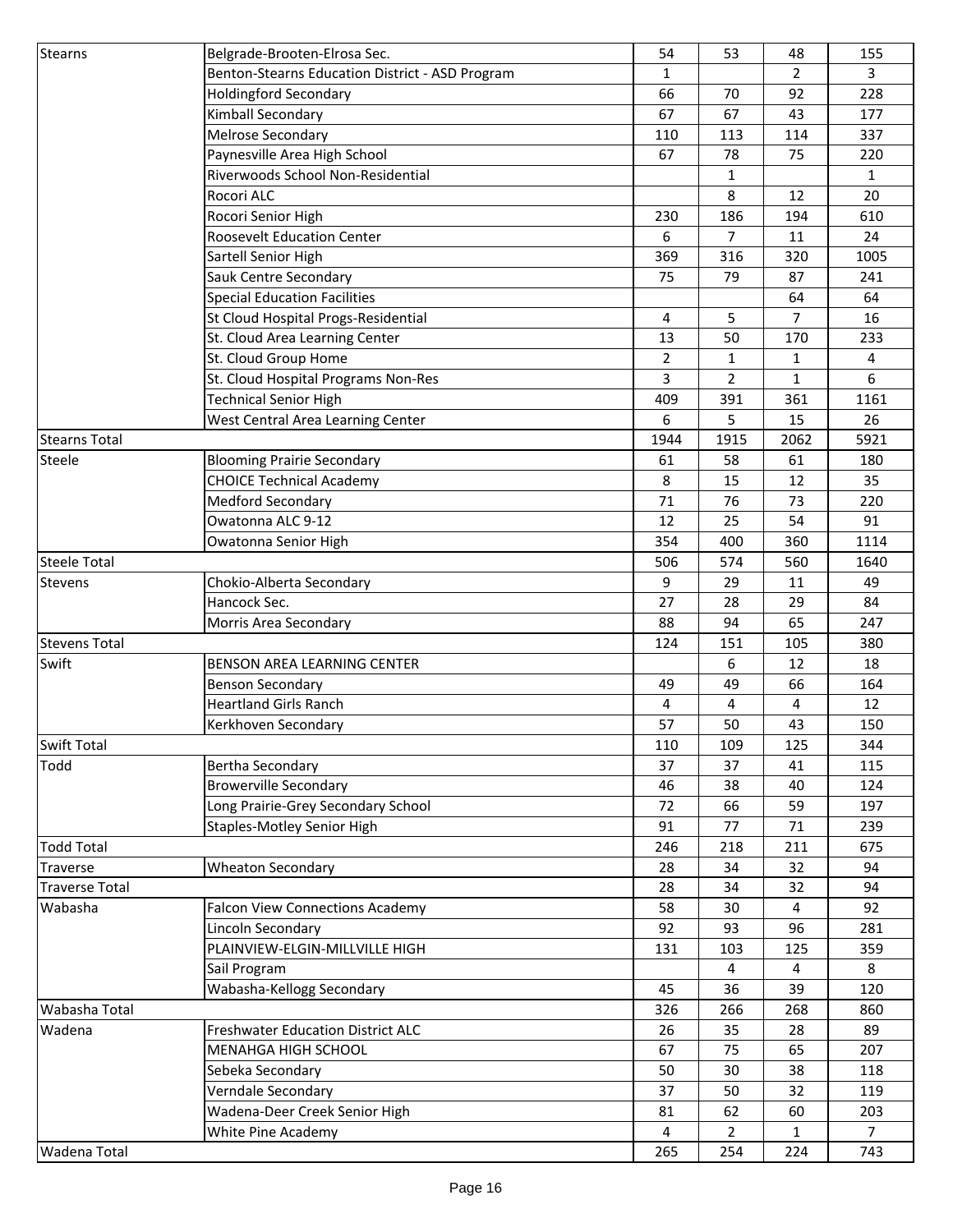| | | | | | |
|---|---|---|---|---|---|
| Stearns | Belgrade-Brooten-Elrosa Sec. | 54 | 53 | 48 | 155 |
| | Benton-Stearns Education District - ASD Program | 1 | | 2 | 3 |
| | Holdingford Secondary | 66 | 70 | 92 | 228 |
| | Kimball Secondary | 67 | 67 | 43 | 177 |
| | Melrose Secondary | 110 | 113 | 114 | 337 |
| | Paynesville Area High School | 67 | 78 | 75 | 220 |
| | Riverwoods School Non-Residential | | 1 | | 1 |
| | Rocori ALC | | 8 | 12 | 20 |
| | Rocori Senior High | 230 | 186 | 194 | 610 |
| | Roosevelt Education Center | 6 | 7 | 11 | 24 |
| | Sartell Senior High | 369 | 316 | 320 | 1005 |
| | Sauk Centre Secondary | 75 | 79 | 87 | 241 |
| | Special Education Facilities | | | 64 | 64 |
| | St Cloud Hospital Progs-Residential | 4 | 5 | 7 | 16 |
| | St. Cloud Area Learning Center | 13 | 50 | 170 | 233 |
| | St. Cloud Group Home | 2 | 1 | 1 | 4 |
| | St. Cloud Hospital Programs Non-Res | 3 | 2 | 1 | 6 |
| | Technical Senior High | 409 | 391 | 361 | 1161 |
| | West Central Area Learning Center | 6 | 5 | 15 | 26 |
| Stearns Total | | 1944 | 1915 | 2062 | 5921 |
| Steele | Blooming Prairie Secondary | 61 | 58 | 61 | 180 |
| | CHOICE Technical Academy | 8 | 15 | 12 | 35 |
| | Medford Secondary | 71 | 76 | 73 | 220 |
| | Owatonna ALC 9-12 | 12 | 25 | 54 | 91 |
| | Owatonna Senior High | 354 | 400 | 360 | 1114 |
| Steele Total | | 506 | 574 | 560 | 1640 |
| Stevens | Chokio-Alberta Secondary | 9 | 29 | 11 | 49 |
| | Hancock Sec. | 27 | 28 | 29 | 84 |
| | Morris Area Secondary | 88 | 94 | 65 | 247 |
| Stevens Total | | 124 | 151 | 105 | 380 |
| Swift | BENSON AREA LEARNING CENTER | | 6 | 12 | 18 |
| | Benson Secondary | 49 | 49 | 66 | 164 |
| | Heartland Girls Ranch | 4 | 4 | 4 | 12 |
| | Kerkhoven Secondary | 57 | 50 | 43 | 150 |
| Swift Total | | 110 | 109 | 125 | 344 |
| Todd | Bertha Secondary | 37 | 37 | 41 | 115 |
| | Browerville Secondary | 46 | 38 | 40 | 124 |
| | Long Prairie-Grey Secondary School | 72 | 66 | 59 | 197 |
| | Staples-Motley Senior High | 91 | 77 | 71 | 239 |
| Todd Total | | 246 | 218 | 211 | 675 |
| Traverse | Wheaton Secondary | 28 | 34 | 32 | 94 |
| Traverse Total | | 28 | 34 | 32 | 94 |
| Wabasha | Falcon View Connections Academy | 58 | 30 | 4 | 92 |
| | Lincoln Secondary | 92 | 93 | 96 | 281 |
| | PLAINVIEW-ELGIN-MILLVILLE HIGH | 131 | 103 | 125 | 359 |
| | Sail Program | | 4 | 4 | 8 |
| | Wabasha-Kellogg Secondary | 45 | 36 | 39 | 120 |
| Wabasha Total | | 326 | 266 | 268 | 860 |
| Wadena | Freshwater Education District ALC | 26 | 35 | 28 | 89 |
| | MENAHGA HIGH SCHOOL | 67 | 75 | 65 | 207 |
| | Sebeka Secondary | 50 | 30 | 38 | 118 |
| | Verndale Secondary | 37 | 50 | 32 | 119 |
| | Wadena-Deer Creek Senior High | 81 | 62 | 60 | 203 |
| | White Pine Academy | 4 | 2 | 1 | 7 |
| Wadena Total | | 265 | 254 | 224 | 743 |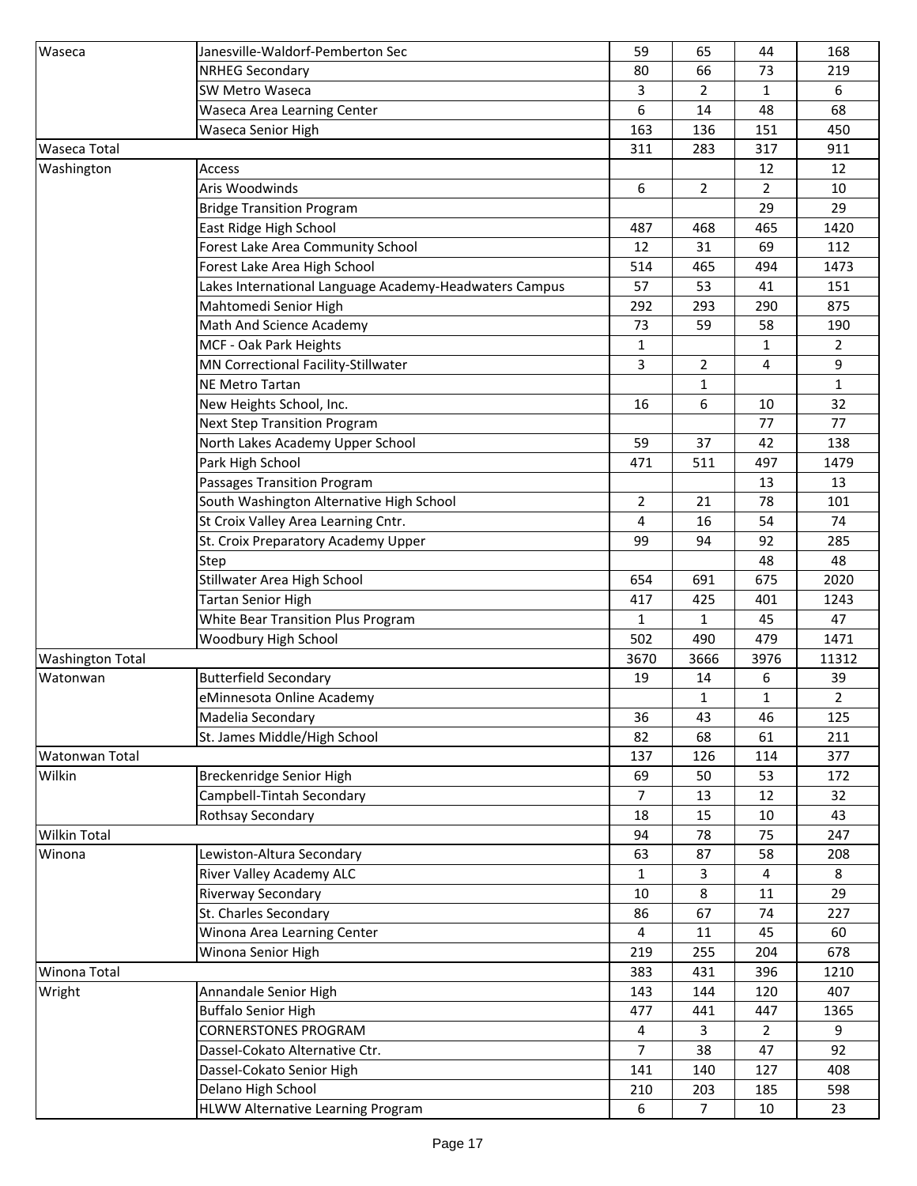| Waseca | Janesville-Waldorf-Pemberton Sec | 59 | 65 | 44 | 168 |
|---|---|---|---|---|---|
| | NRHEG Secondary | 80 | 66 | 73 | 219 |
| | SW Metro Waseca | 3 | 2 | 1 | 6 |
| | Waseca Area Learning Center | 6 | 14 | 48 | 68 |
| | Waseca Senior High | 163 | 136 | 151 | 450 |
| Waseca Total | | 311 | 283 | 317 | 911 |
| Washington | Access | | | 12 | 12 |
| | Aris Woodwinds | 6 | 2 | 2 | 10 |
| | Bridge Transition Program | | | 29 | 29 |
| | East Ridge High School | 487 | 468 | 465 | 1420 |
| | Forest Lake Area Community School | 12 | 31 | 69 | 112 |
| | Forest Lake Area High School | 514 | 465 | 494 | 1473 |
| | Lakes International Language Academy-Headwaters Campus | 57 | 53 | 41 | 151 |
| | Mahtomedi Senior High | 292 | 293 | 290 | 875 |
| | Math And Science Academy | 73 | 59 | 58 | 190 |
| | MCF - Oak Park Heights | 1 | | 1 | 2 |
| | MN Correctional Facility-Stillwater | 3 | 2 | 4 | 9 |
| | NE Metro Tartan | | 1 | | 1 |
| | New Heights School, Inc. | 16 | 6 | 10 | 32 |
| | Next Step Transition Program | | | 77 | 77 |
| | North Lakes Academy Upper School | 59 | 37 | 42 | 138 |
| | Park High School | 471 | 511 | 497 | 1479 |
| | Passages Transition Program | | | 13 | 13 |
| | South Washington Alternative High School | 2 | 21 | 78 | 101 |
| | St Croix Valley Area Learning Cntr. | 4 | 16 | 54 | 74 |
| | St. Croix Preparatory Academy Upper | 99 | 94 | 92 | 285 |
| | Step | | | 48 | 48 |
| | Stillwater Area High School | 654 | 691 | 675 | 2020 |
| | Tartan Senior High | 417 | 425 | 401 | 1243 |
| | White Bear Transition Plus Program | 1 | 1 | 45 | 47 |
| | Woodbury High School | 502 | 490 | 479 | 1471 |
| Washington Total | | 3670 | 3666 | 3976 | 11312 |
| Watonwan | Butterfield Secondary | 19 | 14 | 6 | 39 |
| | eMinnesota Online Academy | | 1 | 1 | 2 |
| | Madelia Secondary | 36 | 43 | 46 | 125 |
| | St. James Middle/High School | 82 | 68 | 61 | 211 |
| Watonwan Total | | 137 | 126 | 114 | 377 |
| Wilkin | Breckenridge Senior High | 69 | 50 | 53 | 172 |
| | Campbell-Tintah Secondary | 7 | 13 | 12 | 32 |
| | Rothsay Secondary | 18 | 15 | 10 | 43 |
| Wilkin Total | | 94 | 78 | 75 | 247 |
| Winona | Lewiston-Altura Secondary | 63 | 87 | 58 | 208 |
| | River Valley Academy ALC | 1 | 3 | 4 | 8 |
| | Riverway Secondary | 10 | 8 | 11 | 29 |
| | St. Charles Secondary | 86 | 67 | 74 | 227 |
| | Winona Area Learning Center | 4 | 11 | 45 | 60 |
| | Winona Senior High | 219 | 255 | 204 | 678 |
| Winona Total | | 383 | 431 | 396 | 1210 |
| Wright | Annandale Senior High | 143 | 144 | 120 | 407 |
| | Buffalo Senior High | 477 | 441 | 447 | 1365 |
| | CORNERSTONES PROGRAM | 4 | 3 | 2 | 9 |
| | Dassel-Cokato Alternative Ctr. | 7 | 38 | 47 | 92 |
| | Dassel-Cokato Senior High | 141 | 140 | 127 | 408 |
| | Delano High School | 210 | 203 | 185 | 598 |
| | HLWW Alternative Learning Program | 6 | 7 | 10 | 23 |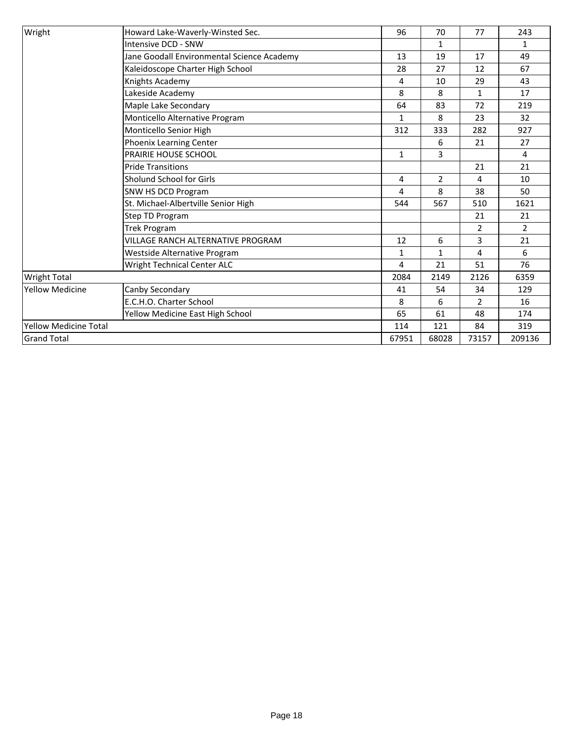| | | | | | |
|---|---|---|---|---|---|
| Wright | Howard Lake-Waverly-Winsted Sec. | 96 | 70 | 77 | 243 |
| | Intensive DCD - SNW | | 1 | | 1 |
| | Jane Goodall Environmental Science Academy | 13 | 19 | 17 | 49 |
| | Kaleidoscope Charter High School | 28 | 27 | 12 | 67 |
| | Knights Academy | 4 | 10 | 29 | 43 |
| | Lakeside Academy | 8 | 8 | 1 | 17 |
| | Maple Lake Secondary | 64 | 83 | 72 | 219 |
| | Monticello Alternative Program | 1 | 8 | 23 | 32 |
| | Monticello Senior High | 312 | 333 | 282 | 927 |
| | Phoenix Learning Center | | 6 | 21 | 27 |
| | PRAIRIE HOUSE SCHOOL | 1 | 3 | | 4 |
| | Pride Transitions | | | 21 | 21 |
| | Sholund School for Girls | 4 | 2 | 4 | 10 |
| | SNW HS DCD Program | 4 | 8 | 38 | 50 |
| | St. Michael-Albertville Senior High | 544 | 567 | 510 | 1621 |
| | Step TD Program | | | 21 | 21 |
| | Trek Program | | | 2 | 2 |
| | VILLAGE RANCH ALTERNATIVE PROGRAM | 12 | 6 | 3 | 21 |
| | Westside Alternative Program | 1 | 1 | 4 | 6 |
| | Wright Technical Center ALC | 4 | 21 | 51 | 76 |
| Wright Total | | 2084 | 2149 | 2126 | 6359 |
| Yellow Medicine | Canby Secondary | 41 | 54 | 34 | 129 |
| | E.C.H.O. Charter School | 8 | 6 | 2 | 16 |
| | Yellow Medicine East High School | 65 | 61 | 48 | 174 |
| Yellow Medicine Total | | 114 | 121 | 84 | 319 |
| Grand Total | | 67951 | 68028 | 73157 | 209136 |